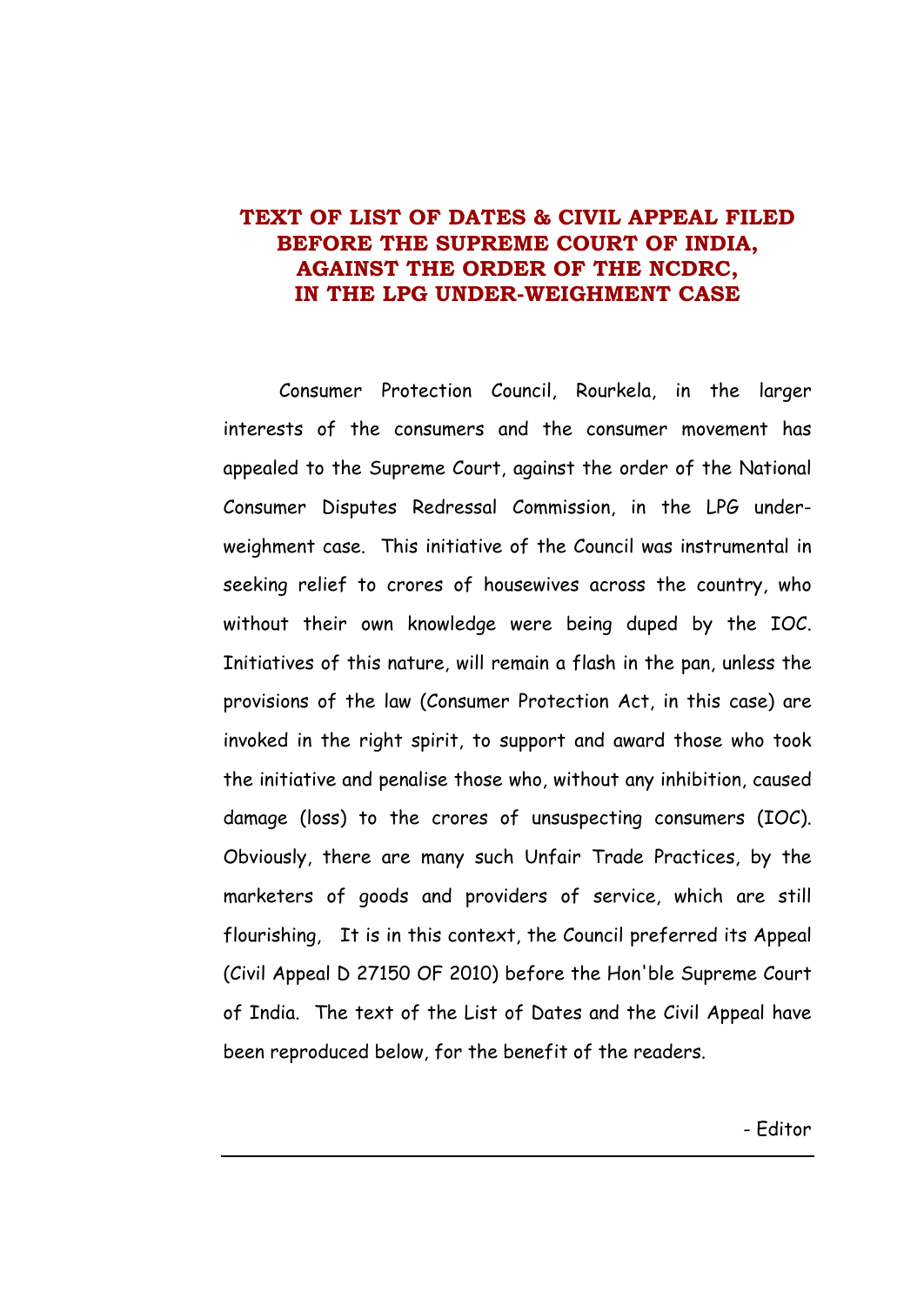# TEXT OF LIST OF DATES & CIVIL APPEAL FILED BEFORE THE SUPREME COURT OF INDIA, AGAINST THE ORDER OF THE NCDRC, IN THE LPG UNDER-WEIGHMENT CASE

Consumer Protection Council, Rourkela, in the larger interests of the consumers and the consumer movement has appealed to the Supreme Court, against the order of the National Consumer Disputes Redressal Commission, in the LPG under-weighment case. This initiative of the Council was instrumental in seeking relief to crores of housewives across the country, who without their own knowledge were being duped by the IOC. Initiatives of this nature, will remain a flash in the pan, unless the provisions of the law (Consumer Protection Act, in this case) are invoked in the right spirit, to support and award those who took the initiative and penalise those who, without any inhibition, caused damage (loss) to the crores of unsuspecting consumers (IOC). Obviously, there are many such Unfair Trade Practices, by the marketers of goods and providers of service, which are still flourishing, It is in this context, the Council preferred its Appeal (Civil Appeal D 27150 OF 2010) before the Hon'ble Supreme Court of India. The text of the List of Dates and the Civil Appeal have been reproduced below, for the benefit of the readers.

- Editor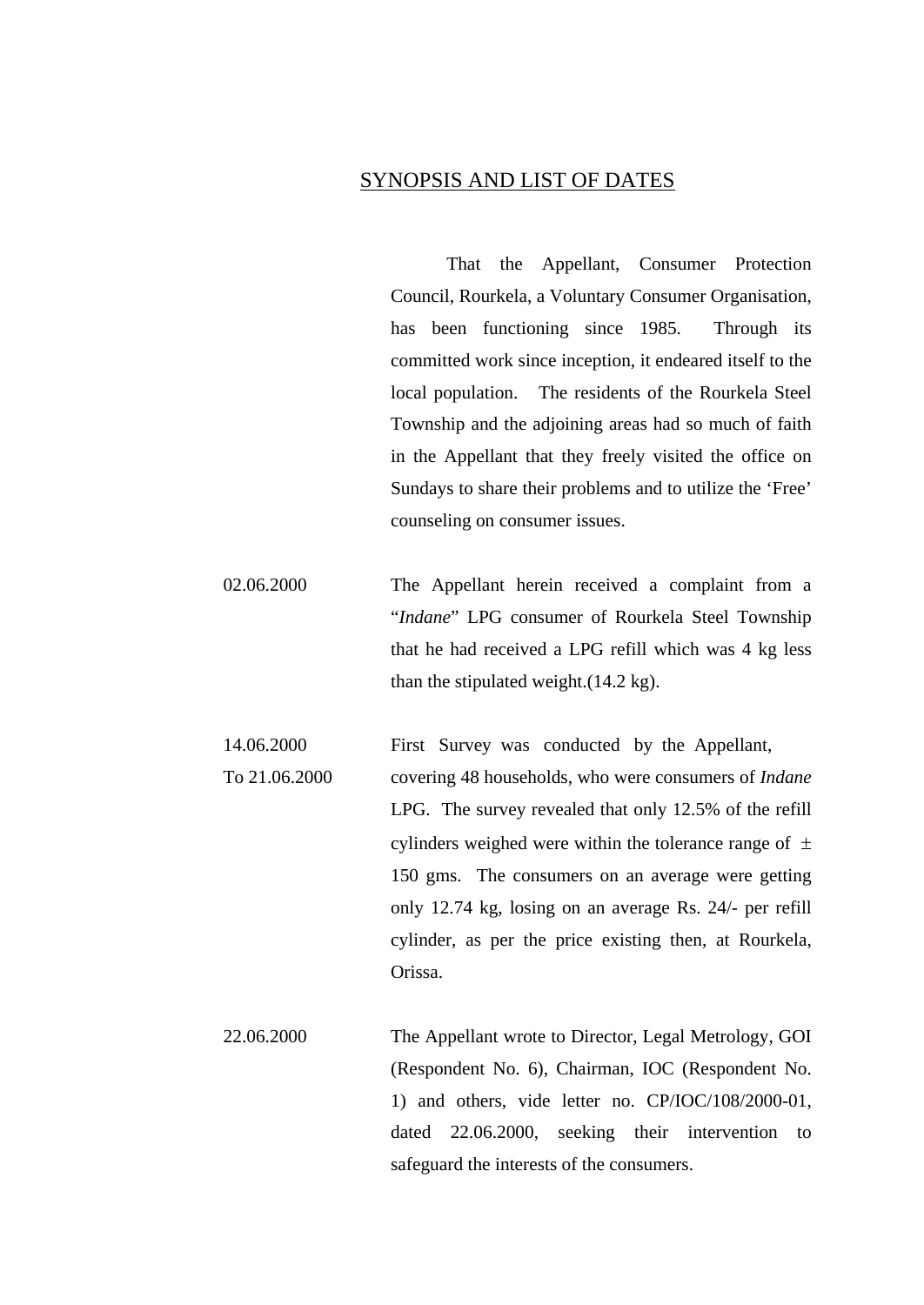## SYNOPSIS AND LIST OF DATES

That the Appellant, Consumer Protection Council, Rourkela, a Voluntary Consumer Organisation, has been functioning since 1985. Through its committed work since inception, it endeared itself to the local population. The residents of the Rourkela Steel Township and the adjoining areas had so much of faith in the Appellant that they freely visited the office on Sundays to share their problems and to utilize the 'Free' counseling on consumer issues.

| | |
|---|---|
| 02.06.2000 | The Appellant herein received a complaint from a "*Indane*" LPG consumer of Rourkela Steel Township that he had received a LPG refill which was 4 kg less than the stipulated weight.(14.2 kg). |
| 14.06.2000 To 21.06.2000 | First Survey was conducted by the Appellant, covering 48 households, who were consumers of *Indane* LPG. The survey revealed that only 12.5% of the refill cylinders weighed were within the tolerance range of $\pm$ 150 gms. The consumers on an average were getting only 12.74 kg, losing on an average Rs. 24/- per refill cylinder, as per the price existing then, at Rourkela, Orissa. |
| 22.06.2000 | The Appellant wrote to Director, Legal Metrology, GOI (Respondent No. 6), Chairman, IOC (Respondent No. 1) and others, vide letter no. CP/IOC/108/2000-01, dated 22.06.2000, seeking their intervention to safeguard the interests of the consumers. |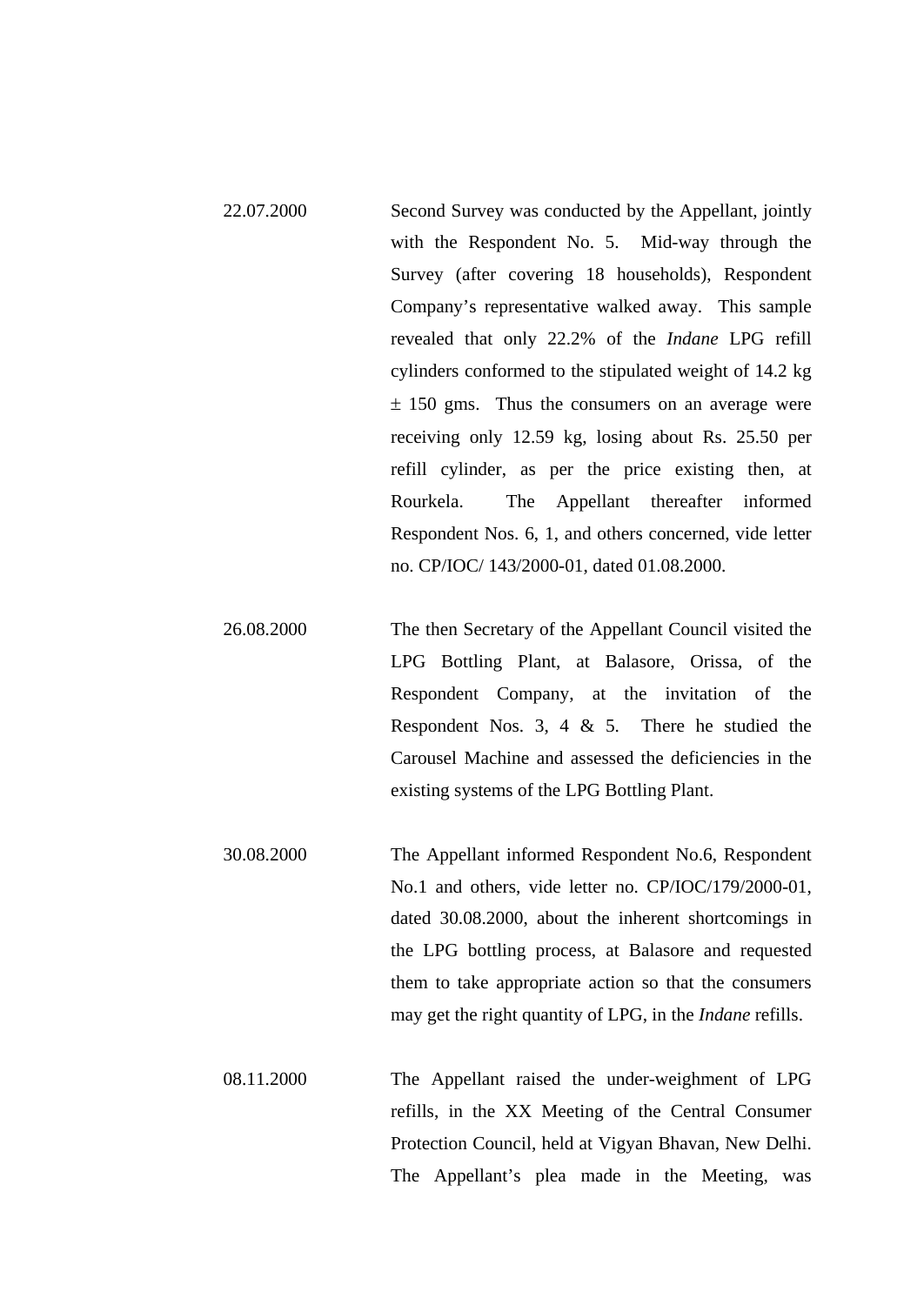| | |
|---|---|
| 22.07.2000 | Second Survey was conducted by the Appellant, jointly with the Respondent No. 5. Mid-way through the Survey (after covering 18 households), Respondent Company's representative walked away. This sample revealed that only 22.2% of the *Indane* LPG refill cylinders conformed to the stipulated weight of 14.2 kg ± 150 gms. Thus the consumers on an average were receiving only 12.59 kg, losing about Rs. 25.50 per refill cylinder, as per the price existing then, at Rourkela. The Appellant thereafter informed Respondent Nos. 6, 1, and others concerned, vide letter no. CP/IOC/ 143/2000-01, dated 01.08.2000. |
| 26.08.2000 | The then Secretary of the Appellant Council visited the LPG Bottling Plant, at Balasore, Orissa, of the Respondent Company, at the invitation of the Respondent Nos. 3, 4 & 5. There he studied the Carousel Machine and assessed the deficiencies in the existing systems of the LPG Bottling Plant. |
| 30.08.2000 | The Appellant informed Respondent No.6, Respondent No.1 and others, vide letter no. CP/IOC/179/2000-01, dated 30.08.2000, about the inherent shortcomings in the LPG bottling process, at Balasore and requested them to take appropriate action so that the consumers may get the right quantity of LPG, in the *Indane* refills. |
| 08.11.2000 | The Appellant raised the under-weighment of LPG refills, in the XX Meeting of the Central Consumer Protection Council, held at Vigyan Bhavan, New Delhi. The Appellant's plea made in the Meeting, was |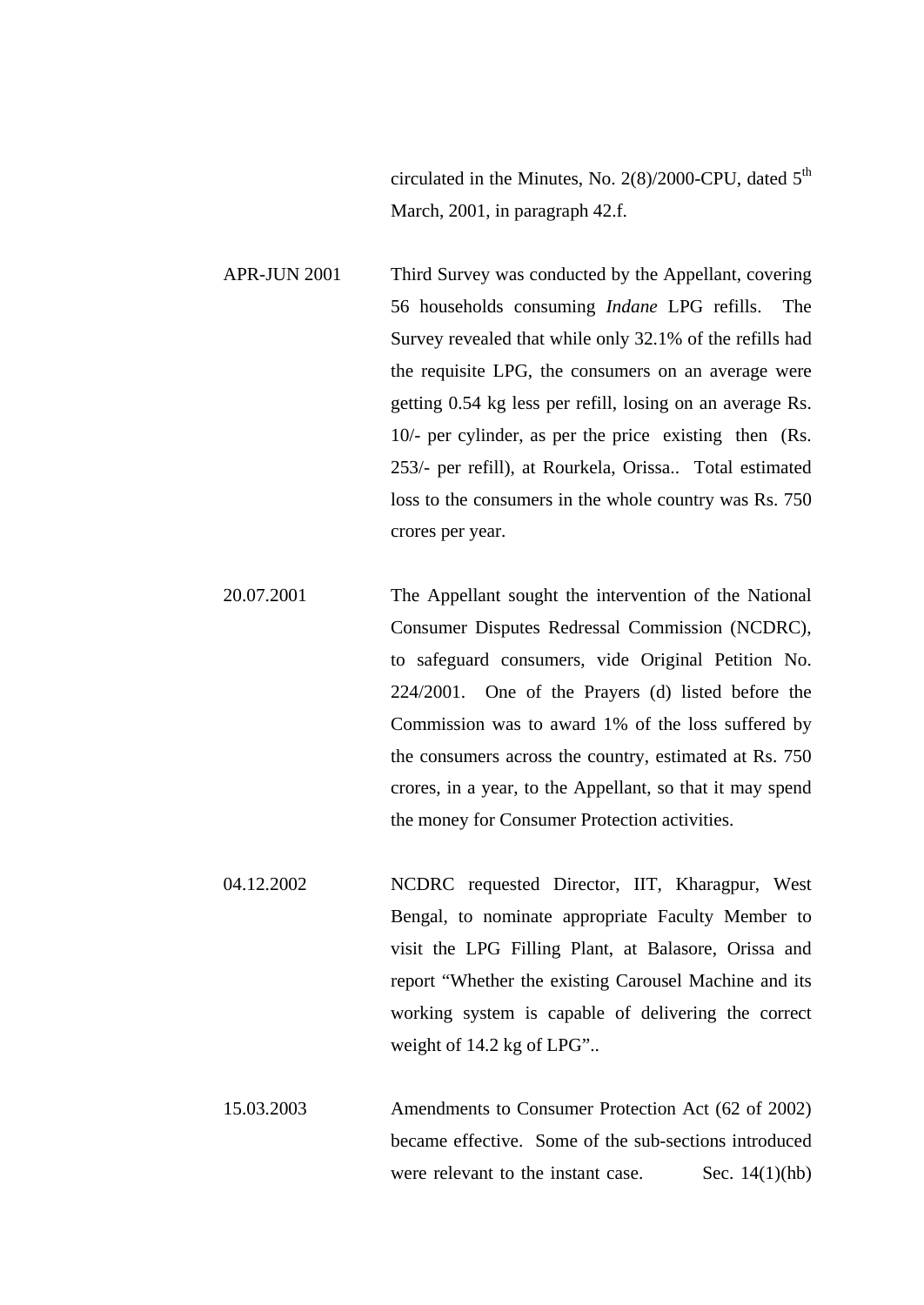circulated in the Minutes, No. 2(8)/2000-CPU, dated 5th March, 2001, in paragraph 42.f.

| | |
|---|---|
| APR-JUN 2001 | Third Survey was conducted by the Appellant, covering 56 households consuming *Indane* LPG refills. The Survey revealed that while only 32.1% of the refills had the requisite LPG, the consumers on an average were getting 0.54 kg less per refill, losing on an average Rs. 10/- per cylinder, as per the price existing then (Rs. 253/- per refill), at Rourkela, Orissa.. Total estimated loss to the consumers in the whole country was Rs. 750 crores per year. |
| 20.07.2001 | The Appellant sought the intervention of the National Consumer Disputes Redressal Commission (NCDRC), to safeguard consumers, vide Original Petition No. 224/2001. One of the Prayers (d) listed before the Commission was to award 1% of the loss suffered by the consumers across the country, estimated at Rs. 750 crores, in a year, to the Appellant, so that it may spend the money for Consumer Protection activities. |
| 04.12.2002 | NCDRC requested Director, IIT, Kharagpur, West Bengal, to nominate appropriate Faculty Member to visit the LPG Filling Plant, at Balasore, Orissa and report "Whether the existing Carousel Machine and its working system is capable of delivering the correct weight of 14.2 kg of LPG".. |
| 15.03.2003 | Amendments to Consumer Protection Act (62 of 2002) became effective. Some of the sub-sections introduced were relevant to the instant case. Sec. 14(1)(hb) |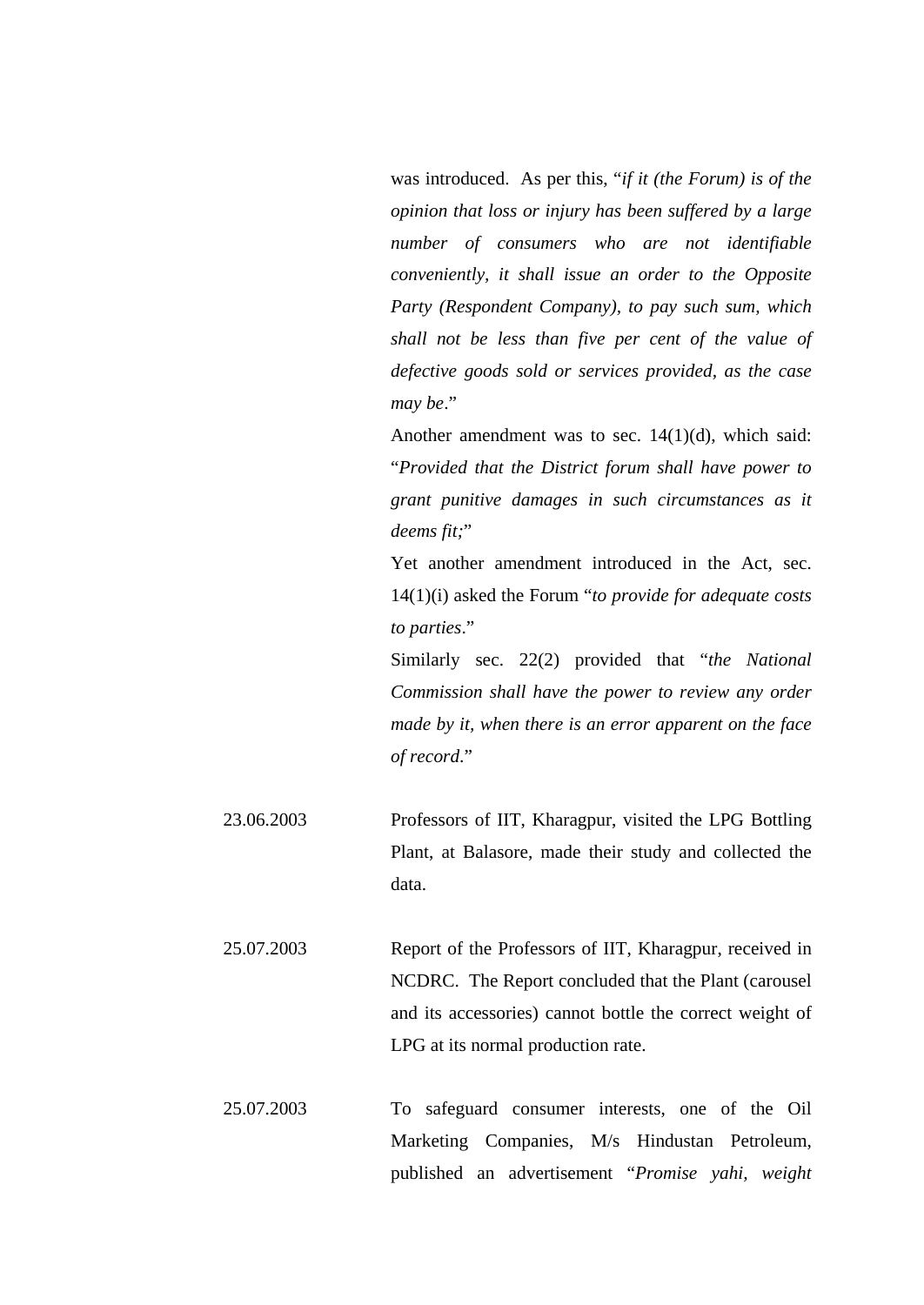was introduced. As per this, "*if it (the Forum) is of the opinion that loss or injury has been suffered by a large number of consumers who are not identifiable conveniently, it shall issue an order to the Opposite Party (Respondent Company), to pay such sum, which shall not be less than five per cent of the value of defective goods sold or services provided, as the case may be*."

Another amendment was to sec. 14(1)(d), which said: "*Provided that the District forum shall have power to grant punitive damages in such circumstances as it deems fit;*"

Yet another amendment introduced in the Act, sec. 14(1)(i) asked the Forum "*to provide for adequate costs to parties*."

Similarly sec. 22(2) provided that "*the National Commission shall have the power to review any order made by it, when there is an error apparent on the face of record*."

| | |
|---|---|
| 23.06.2003 | Professors of IIT, Kharagpur, visited the LPG Bottling Plant, at Balasore, made their study and collected the data. |
| 25.07.2003 | Report of the Professors of IIT, Kharagpur, received in NCDRC. The Report concluded that the Plant (carousel and its accessories) cannot bottle the correct weight of LPG at its normal production rate. |
| 25.07.2003 | To safeguard consumer interests, one of the Oil Marketing Companies, M/s Hindustan Petroleum, published an advertisement "*Promise yahi, weight* |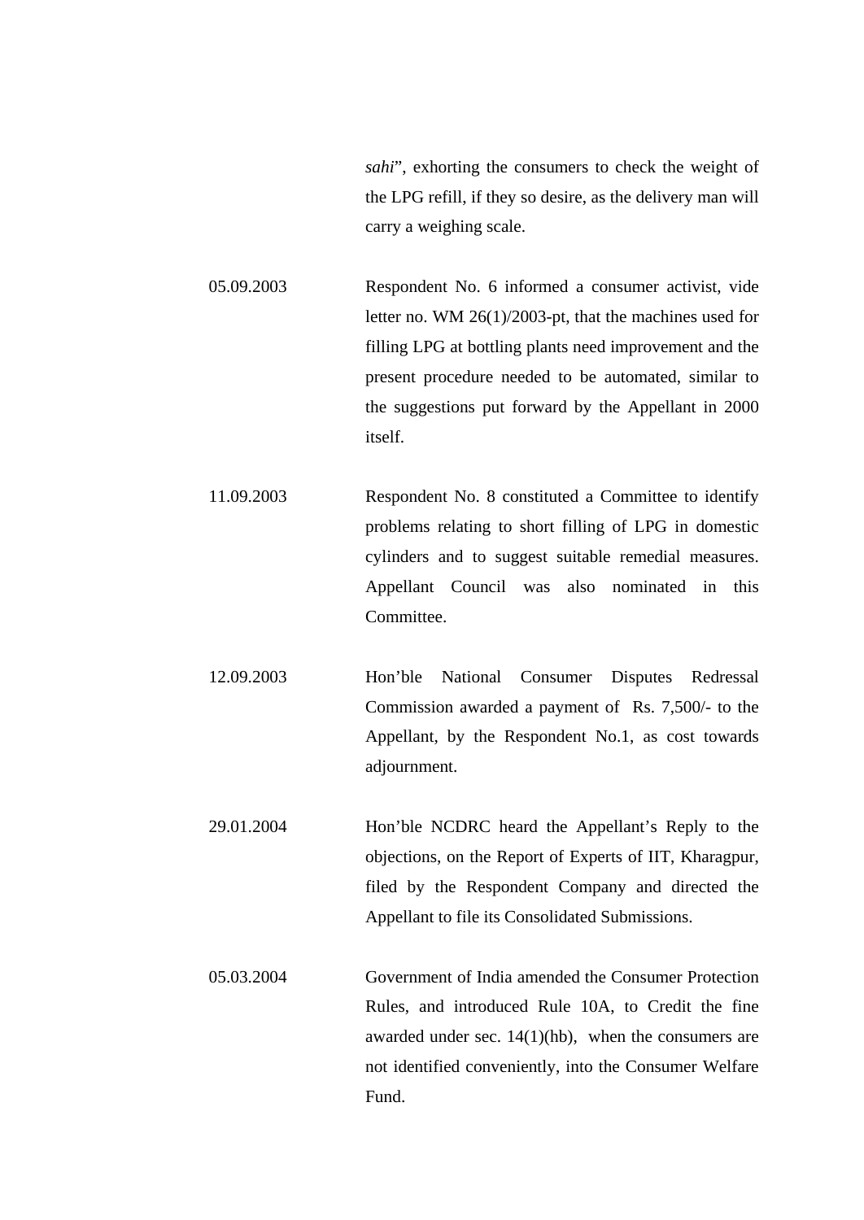*sahi*", exhorting the consumers to check the weight of the LPG refill, if they so desire, as the delivery man will carry a weighing scale.

| | |
|---|---|
| 05.09.2003 | Respondent No. 6 informed a consumer activist, vide letter no. WM 26(1)/2003-pt, that the machines used for filling LPG at bottling plants need improvement and the present procedure needed to be automated, similar to the suggestions put forward by the Appellant in 2000 itself. |
| 11.09.2003 | Respondent No. 8 constituted a Committee to identify problems relating to short filling of LPG in domestic cylinders and to suggest suitable remedial measures. Appellant Council was also nominated in this Committee. |
| 12.09.2003 | Hon'ble National Consumer Disputes Redressal Commission awarded a payment of Rs. 7,500/- to the Appellant, by the Respondent No.1, as cost towards adjournment. |
| 29.01.2004 | Hon'ble NCDRC heard the Appellant's Reply to the objections, on the Report of Experts of IIT, Kharagpur, filed by the Respondent Company and directed the Appellant to file its Consolidated Submissions. |
| 05.03.2004 | Government of India amended the Consumer Protection Rules, and introduced Rule 10A, to Credit the fine awarded under sec. 14(1)(hb), when the consumers are not identified conveniently, into the Consumer Welfare Fund. |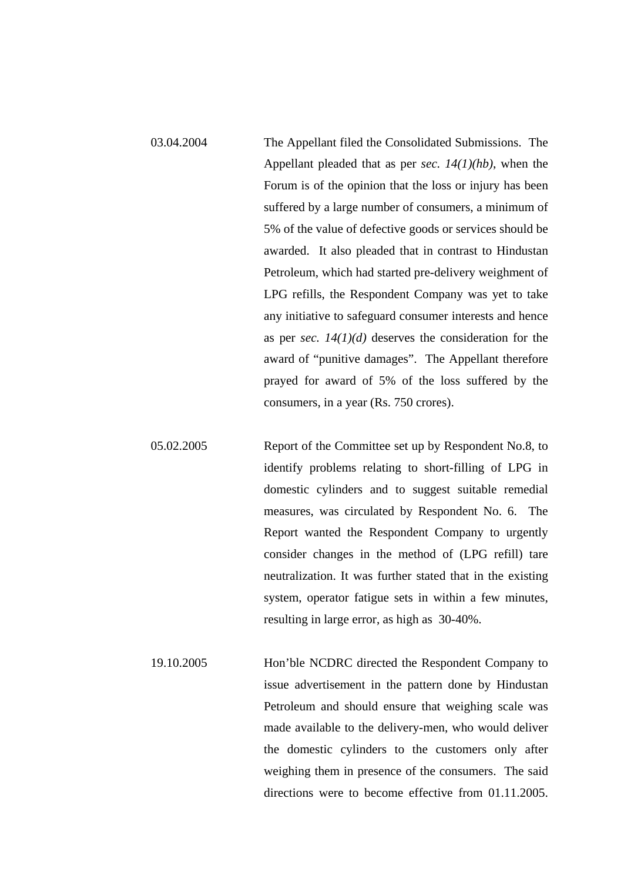| | |
|---|---|
| 03.04.2004 | The Appellant filed the Consolidated Submissions. The Appellant pleaded that as per *sec. 14(1)(hb)*, when the Forum is of the opinion that the loss or injury has been suffered by a large number of consumers, a minimum of 5% of the value of defective goods or services should be awarded. It also pleaded that in contrast to Hindustan Petroleum, which had started pre-delivery weighment of LPG refills, the Respondent Company was yet to take any initiative to safeguard consumer interests and hence as per *sec. 14(1)(d)* deserves the consideration for the award of "punitive damages". The Appellant therefore prayed for award of 5% of the loss suffered by the consumers, in a year (Rs. 750 crores). |
| 05.02.2005 | Report of the Committee set up by Respondent No.8, to identify problems relating to short-filling of LPG in domestic cylinders and to suggest suitable remedial measures, was circulated by Respondent No. 6. The Report wanted the Respondent Company to urgently consider changes in the method of (LPG refill) tare neutralization. It was further stated that in the existing system, operator fatigue sets in within a few minutes, resulting in large error, as high as 30-40%. |
| 19.10.2005 | Hon'ble NCDRC directed the Respondent Company to issue advertisement in the pattern done by Hindustan Petroleum and should ensure that weighing scale was made available to the delivery-men, who would deliver the domestic cylinders to the customers only after weighing them in presence of the consumers. The said directions were to become effective from 01.11.2005. |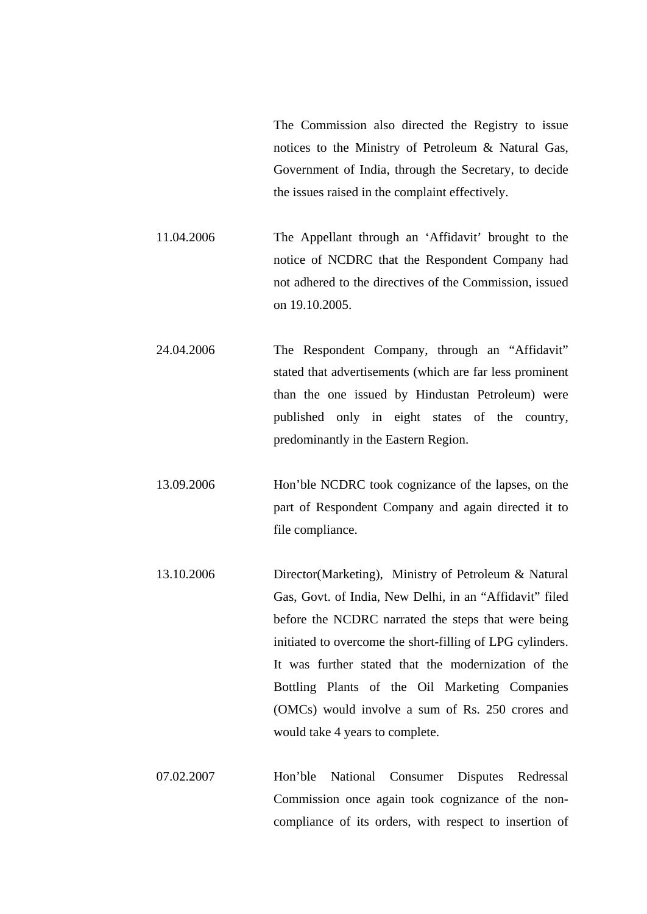| | |
|---|---|
| | The Commission also directed the Registry to issue notices to the Ministry of Petroleum & Natural Gas, Government of India, through the Secretary, to decide the issues raised in the complaint effectively. |
| 11.04.2006 | The Appellant through an 'Affidavit' brought to the notice of NCDRC that the Respondent Company had not adhered to the directives of the Commission, issued on 19.10.2005. |
| 24.04.2006 | The Respondent Company, through an "Affidavit" stated that advertisements (which are far less prominent than the one issued by Hindustan Petroleum) were published only in eight states of the country, predominantly in the Eastern Region. |
| 13.09.2006 | Hon'ble NCDRC took cognizance of the lapses, on the part of Respondent Company and again directed it to file compliance. |
| 13.10.2006 | Director(Marketing), Ministry of Petroleum & Natural Gas, Govt. of India, New Delhi, in an "Affidavit" filed before the NCDRC narrated the steps that were being initiated to overcome the short-filling of LPG cylinders. It was further stated that the modernization of the Bottling Plants of the Oil Marketing Companies (OMCs) would involve a sum of Rs. 250 crores and would take 4 years to complete. |
| 07.02.2007 | Hon'ble National Consumer Disputes Redressal Commission once again took cognizance of the non-compliance of its orders, with respect to insertion of |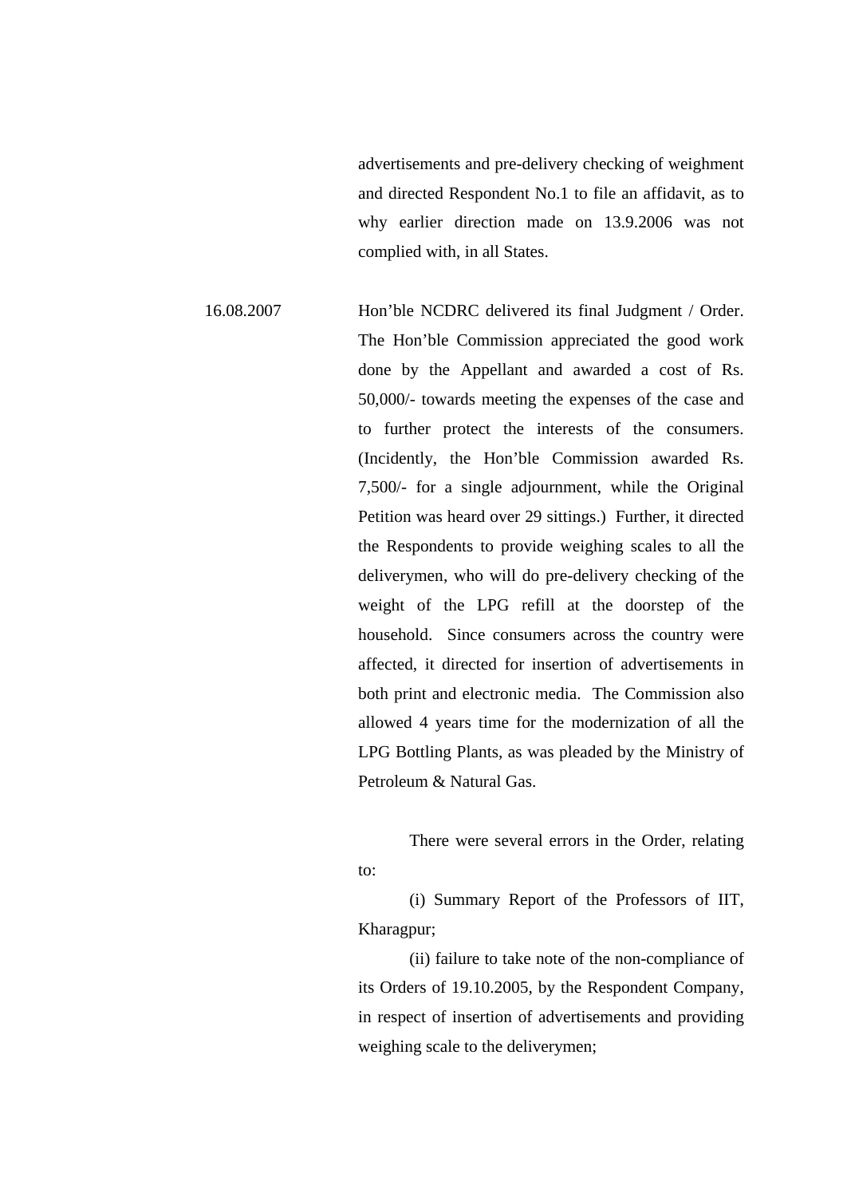advertisements and pre-delivery checking of weighment and directed Respondent No.1 to file an affidavit, as to why earlier direction made on 13.9.2006 was not complied with, in all States.

16.08.2007 Hon'ble NCDRC delivered its final Judgment / Order. The Hon'ble Commission appreciated the good work done by the Appellant and awarded a cost of Rs. 50,000/- towards meeting the expenses of the case and to further protect the interests of the consumers. (Incidently, the Hon'ble Commission awarded Rs. 7,500/- for a single adjournment, while the Original Petition was heard over 29 sittings.) Further, it directed the Respondents to provide weighing scales to all the deliverymen, who will do pre-delivery checking of the weight of the LPG refill at the doorstep of the household. Since consumers across the country were affected, it directed for insertion of advertisements in both print and electronic media. The Commission also allowed 4 years time for the modernization of all the LPG Bottling Plants, as was pleaded by the Ministry of Petroleum & Natural Gas.

There were several errors in the Order, relating to:

(i) Summary Report of the Professors of IIT, Kharagpur;

(ii) failure to take note of the non-compliance of its Orders of 19.10.2005, by the Respondent Company, in respect of insertion of advertisements and providing weighing scale to the deliverymen;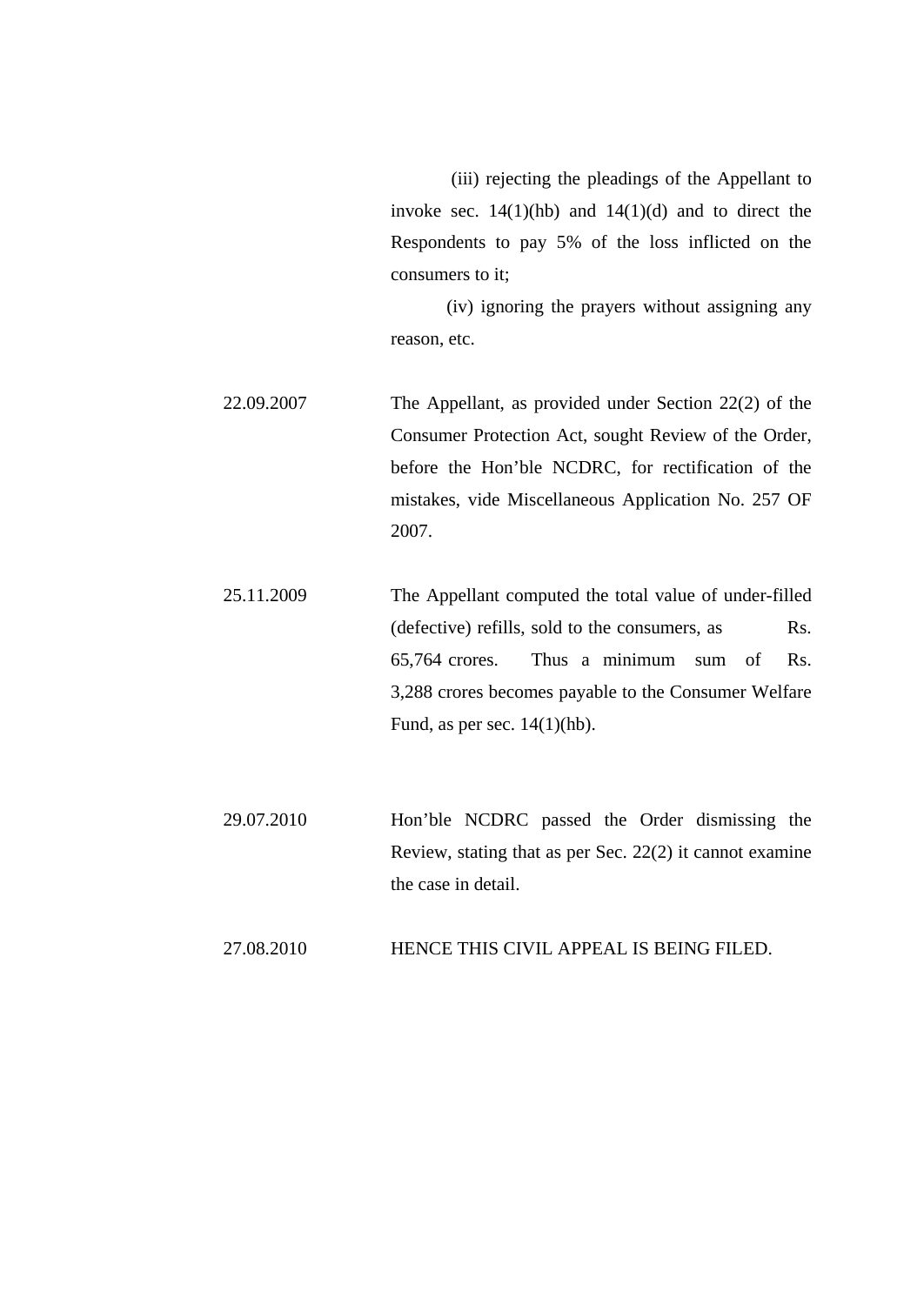| | |
|---|---|
| | (iii) rejecting the pleadings of the Appellant to invoke sec. 14(1)(hb) and 14(1)(d) and to direct the Respondents to pay 5% of the loss inflicted on the consumers to it;<br>(iv) ignoring the prayers without assigning any reason, etc. |
| 22.09.2007 | The Appellant, as provided under Section 22(2) of the Consumer Protection Act, sought Review of the Order, before the Hon'ble NCDRC, for rectification of the mistakes, vide Miscellaneous Application No. 257 OF 2007. |
| 25.11.2009 | The Appellant computed the total value of under-filled (defective) refills, sold to the consumers, as Rs. 65,764 crores. Thus a minimum sum of Rs. 3,288 crores becomes payable to the Consumer Welfare Fund, as per sec. 14(1)(hb). |
| 29.07.2010 | Hon'ble NCDRC passed the Order dismissing the Review, stating that as per Sec. 22(2) it cannot examine the case in detail. |
| 27.08.2010 | HENCE THIS CIVIL APPEAL IS BEING FILED. |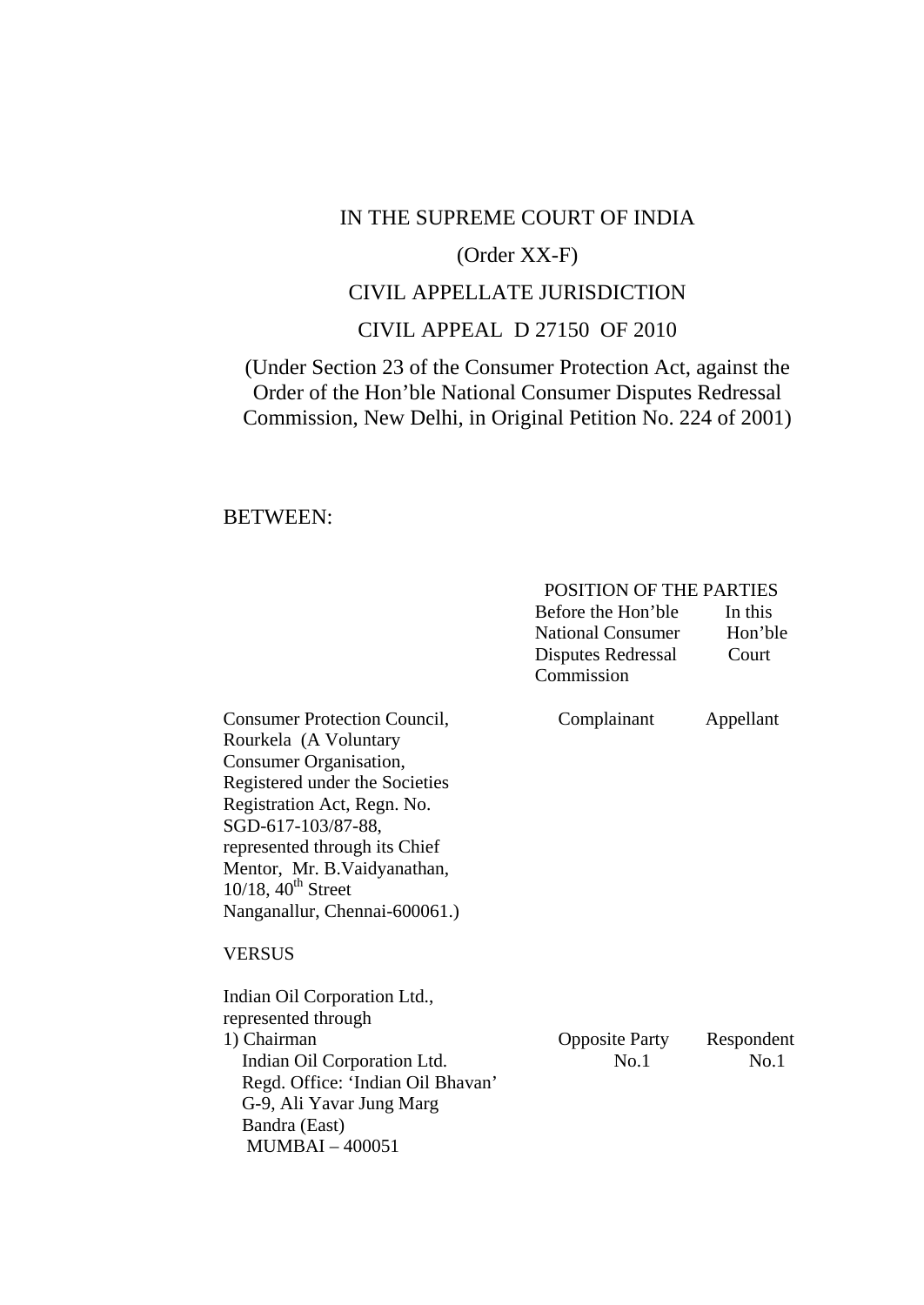IN THE SUPREME COURT OF INDIA

(Order XX-F)

CIVIL APPELLATE JURISDICTION

CIVIL APPEAL D 27150 OF 2010

(Under Section 23 of the Consumer Protection Act, against the Order of the Hon'ble National Consumer Disputes Redressal Commission, New Delhi, in Original Petition No. 224 of 2001)

BETWEEN:

| | POSITION OF THE PARTIES | |
|---|---|---|
| | Before the Hon'ble National Consumer Disputes Redressal Commission | In this Hon'ble Court |
| Consumer Protection Council, Rourkela (A Voluntary Consumer Organisation, Registered under the Societies Registration Act, Regn. No. SGD-617-103/87-88, represented through its Chief Mentor, Mr. B.Vaidyanathan, 10/18, 40th Street Nanganallur, Chennai-600061.) | Complainant | Appellant |
| VERSUS | | |
| Indian Oil Corporation Ltd., represented through<br>1) Chairman<br>Indian Oil Corporation Ltd.<br>Regd. Office: 'Indian Oil Bhavan'<br>G-9, Ali Yavar Jung Marg<br>Bandra (East)<br>MUMBAI – 400051 | Opposite Party No.1 | Respondent No.1 |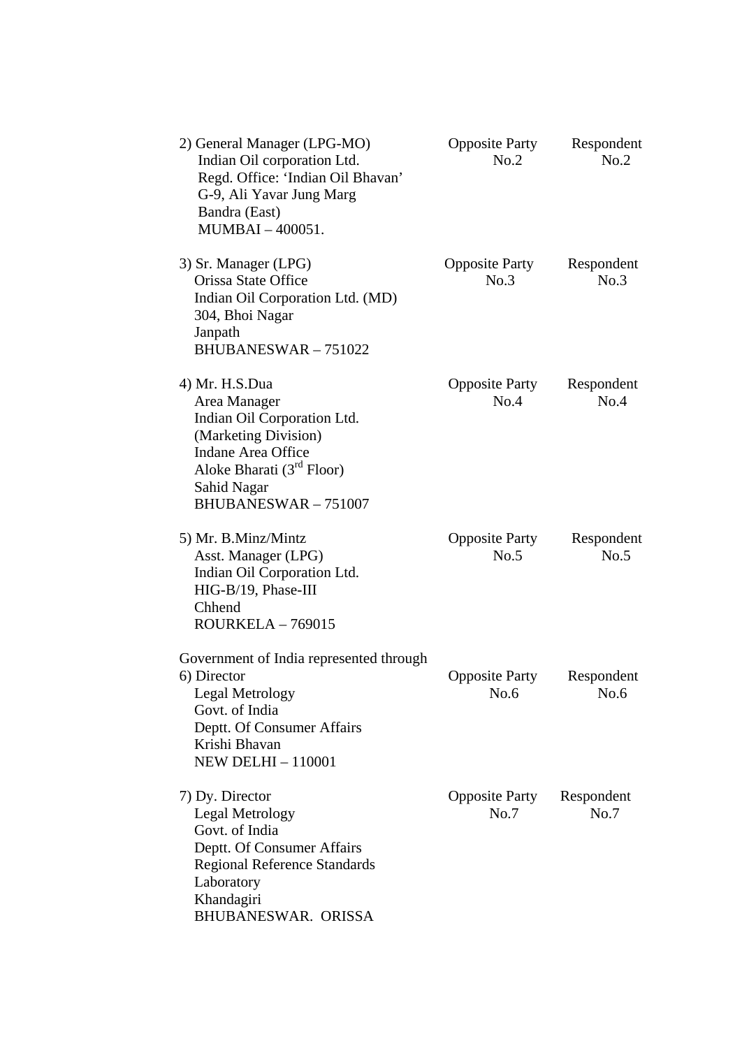| | | |
|---|---|---|
| 2) General Manager (LPG-MO)<br>Indian Oil corporation Ltd.<br>Regd. Office: 'Indian Oil Bhavan'<br>G-9, Ali Yavar Jung Marg<br>Bandra (East)<br>MUMBAI – 400051. | Opposite Party No.2 | Respondent No.2 |
| 3) Sr. Manager (LPG)<br>Orissa State Office<br>Indian Oil Corporation Ltd. (MD)<br>304, Bhoi Nagar<br>Janpath<br>BHUBANESWAR – 751022 | Opposite Party No.3 | Respondent No.3 |
| 4) Mr. H.S.Dua<br>Area Manager<br>Indian Oil Corporation Ltd.<br>(Marketing Division)<br>Indane Area Office<br>Aloke Bharati (3rd Floor)<br>Sahid Nagar<br>BHUBANESWAR – 751007 | Opposite Party No.4 | Respondent No.4 |
| 5) Mr. B.Minz/Mintz<br>Asst. Manager (LPG)<br>Indian Oil Corporation Ltd.<br>HIG-B/19, Phase-III<br>Chhend<br>ROURKELA – 769015 | Opposite Party No.5 | Respondent No.5 |
| Government of India represented through<br>6) Director<br>Legal Metrology<br>Govt. of India<br>Deptt. Of Consumer Affairs<br>Krishi Bhavan<br>NEW DELHI – 110001 | Opposite Party No.6 | Respondent No.6 |
| 7) Dy. Director<br>Legal Metrology<br>Govt. of India<br>Deptt. Of Consumer Affairs<br>Regional Reference Standards<br>Laboratory<br>Khandagiri<br>BHUBANESWAR. ORISSA | Opposite Party No.7 | Respondent No.7 |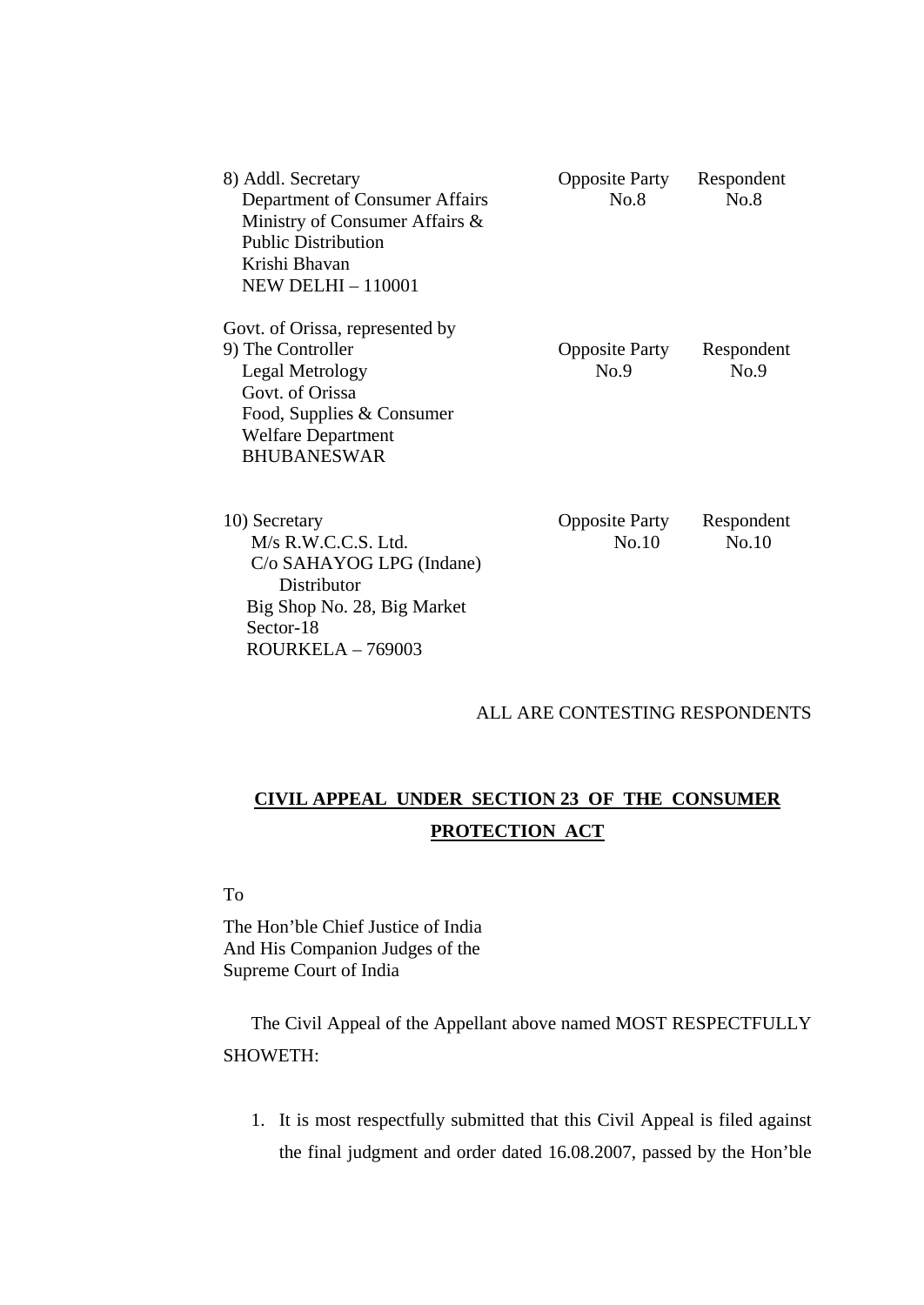| | | |
|---|---|---|
| 8) Addl. Secretary<br>Department of Consumer Affairs<br>Ministry of Consumer Affairs &<br>Public Distribution<br>Krishi Bhavan<br>NEW DELHI – 110001 | Opposite Party<br>No.8 | Respondent<br>No.8 |
| Govt. of Orissa, represented by<br>9) The Controller<br>Legal Metrology<br>Govt. of Orissa<br>Food, Supplies & Consumer<br>Welfare Department<br>BHUBANESWAR | Opposite Party<br>No.9 | Respondent<br>No.9 |
| 10) Secretary<br>M/s R.W.C.C.S. Ltd.<br>C/o SAHAYOG LPG (Indane)<br>Distributor<br>Big Shop No. 28, Big Market<br>Sector-18<br>ROURKELA – 769003 | Opposite Party<br>No.10 | Respondent<br>No.10 |

ALL ARE CONTESTING RESPONDENTS

**CIVIL APPEAL UNDER SECTION 23 OF THE CONSUMER PROTECTION ACT**

To

The Hon'ble Chief Justice of India
And His Companion Judges of the
Supreme Court of India

The Civil Appeal of the Appellant above named MOST RESPECTFULLY SHOWETH:

1. It is most respectfully submitted that this Civil Appeal is filed against the final judgment and order dated 16.08.2007, passed by the Hon'ble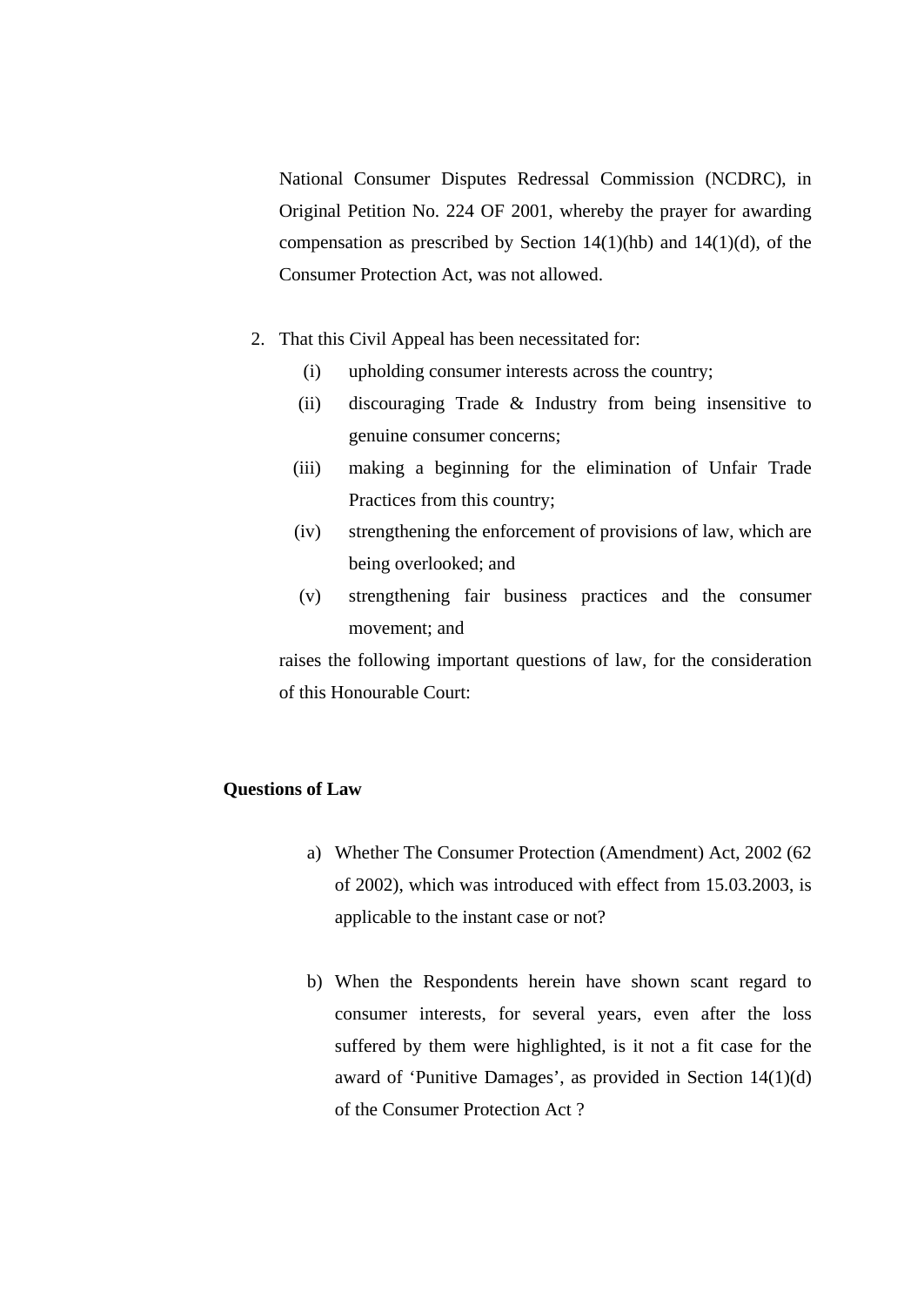National Consumer Disputes Redressal Commission (NCDRC), in Original Petition No. 224 OF 2001, whereby the prayer for awarding compensation as prescribed by Section 14(1)(hb) and 14(1)(d), of the Consumer Protection Act, was not allowed.

2. That this Civil Appeal has been necessitated for:
   (i) upholding consumer interests across the country;
   (ii) discouraging Trade & Industry from being insensitive to genuine consumer concerns;
   (iii) making a beginning for the elimination of Unfair Trade Practices from this country;
   (iv) strengthening the enforcement of provisions of law, which are being overlooked; and
   (v) strengthening fair business practices and the consumer movement; and

   raises the following important questions of law, for the consideration of this Honourable Court:

**Questions of Law**

a) Whether The Consumer Protection (Amendment) Act, 2002 (62 of 2002), which was introduced with effect from 15.03.2003, is applicable to the instant case or not?

b) When the Respondents herein have shown scant regard to consumer interests, for several years, even after the loss suffered by them were highlighted, is it not a fit case for the award of 'Punitive Damages', as provided in Section 14(1)(d) of the Consumer Protection Act ?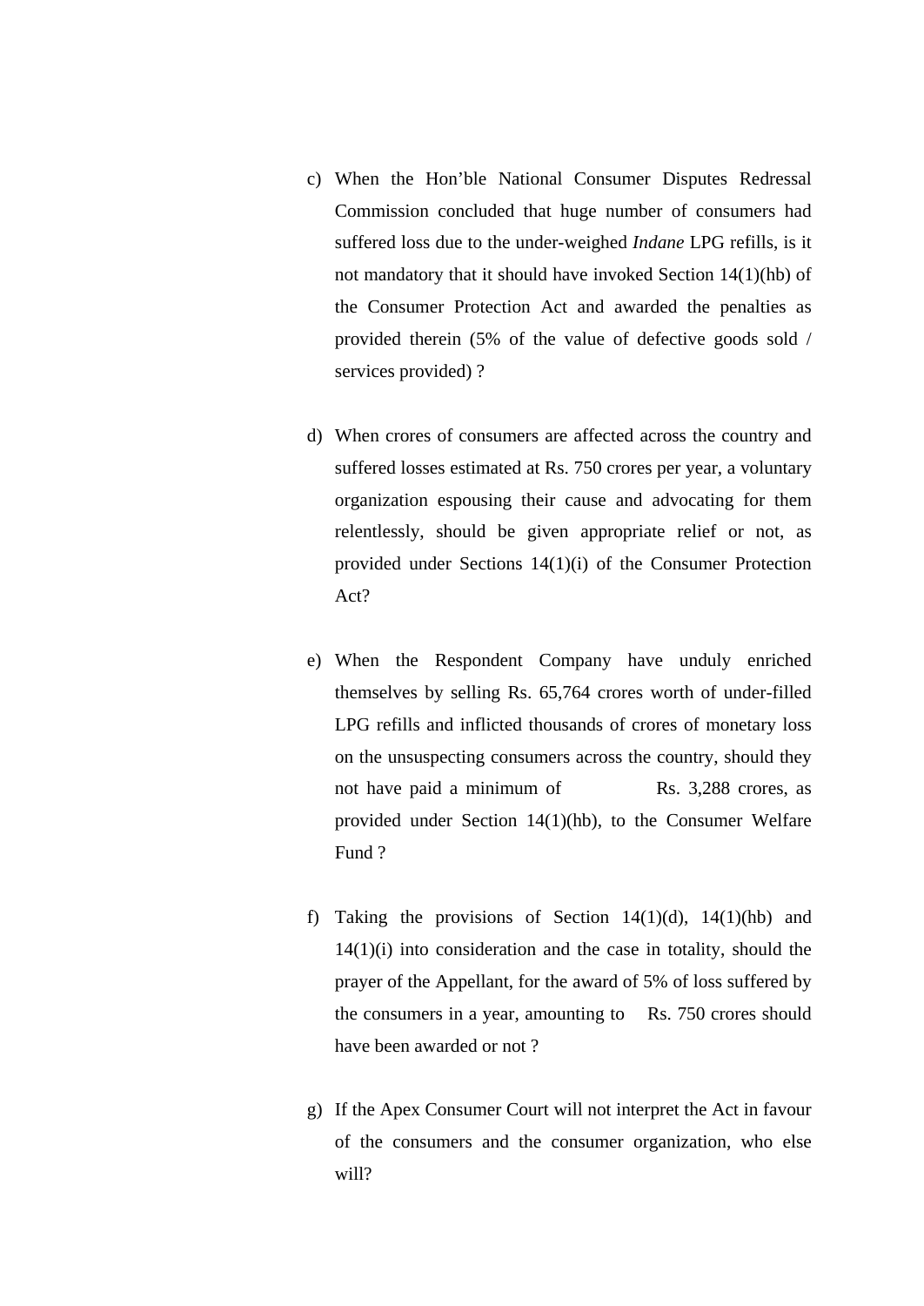c) When the Hon'ble National Consumer Disputes Redressal Commission concluded that huge number of consumers had suffered loss due to the under-weighed *Indane* LPG refills, is it not mandatory that it should have invoked Section 14(1)(hb) of the Consumer Protection Act and awarded the penalties as provided therein (5% of the value of defective goods sold / services provided) ?

d) When crores of consumers are affected across the country and suffered losses estimated at Rs. 750 crores per year, a voluntary organization espousing their cause and advocating for them relentlessly, should be given appropriate relief or not, as provided under Sections 14(1)(i) of the Consumer Protection Act?

e) When the Respondent Company have unduly enriched themselves by selling Rs. 65,764 crores worth of under-filled LPG refills and inflicted thousands of crores of monetary loss on the unsuspecting consumers across the country, should they not have paid a minimum of Rs. 3,288 crores, as provided under Section 14(1)(hb), to the Consumer Welfare Fund ?

f) Taking the provisions of Section 14(1)(d), 14(1)(hb) and 14(1)(i) into consideration and the case in totality, should the prayer of the Appellant, for the award of 5% of loss suffered by the consumers in a year, amounting to Rs. 750 crores should have been awarded or not ?

g) If the Apex Consumer Court will not interpret the Act in favour of the consumers and the consumer organization, who else will?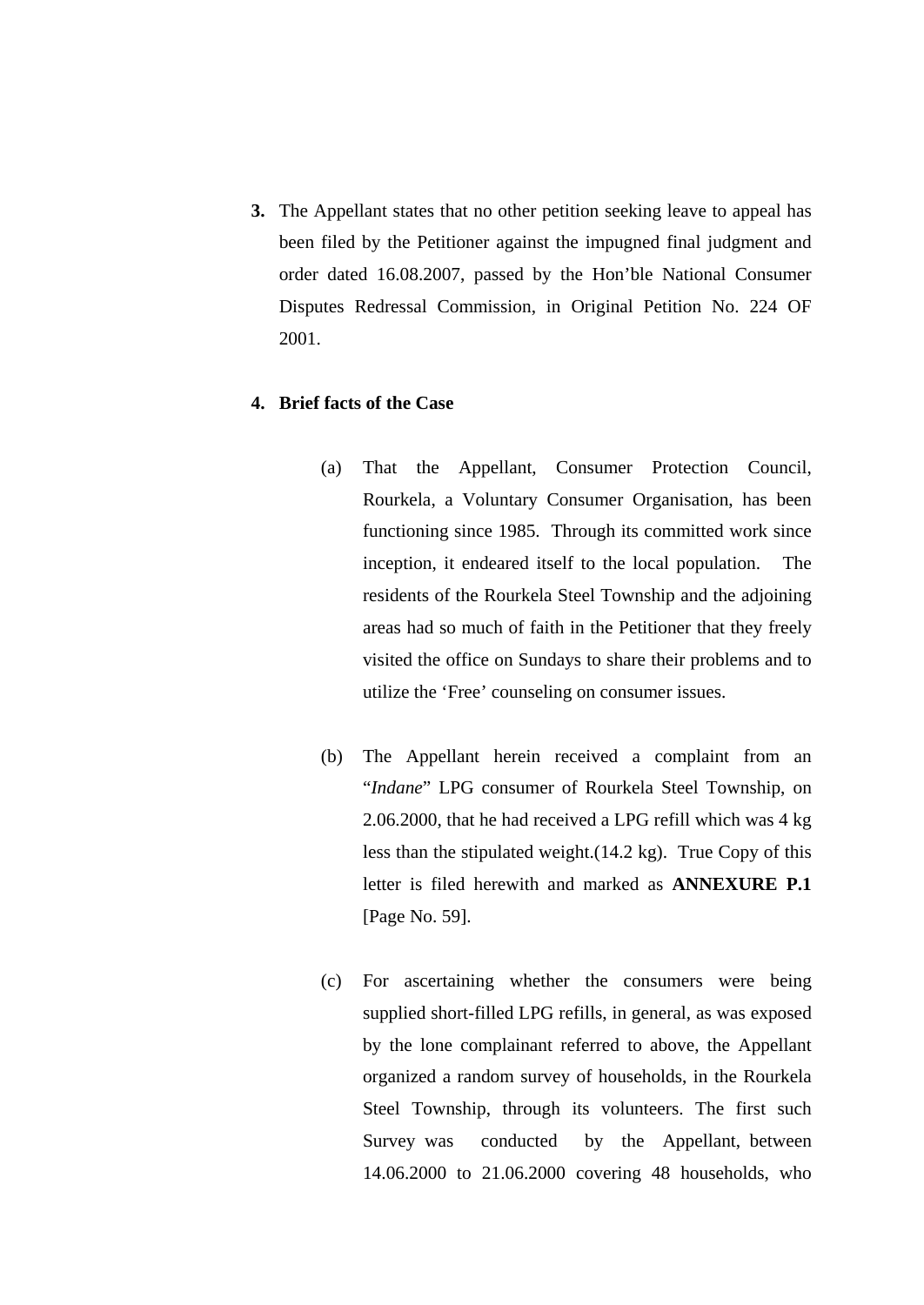3. The Appellant states that no other petition seeking leave to appeal has been filed by the Petitioner against the impugned final judgment and order dated 16.08.2007, passed by the Hon'ble National Consumer Disputes Redressal Commission, in Original Petition No. 224 OF 2001.

4. **Brief facts of the Case**

   (a) That the Appellant, Consumer Protection Council, Rourkela, a Voluntary Consumer Organisation, has been functioning since 1985. Through its committed work since inception, it endeared itself to the local population. The residents of the Rourkela Steel Township and the adjoining areas had so much of faith in the Petitioner that they freely visited the office on Sundays to share their problems and to utilize the 'Free' counseling on consumer issues.

   (b) The Appellant herein received a complaint from an "*Indane*" LPG consumer of Rourkela Steel Township, on 2.06.2000, that he had received a LPG refill which was 4 kg less than the stipulated weight.(14.2 kg). True Copy of this letter is filed herewith and marked as **ANNEXURE P.1** [Page No. 59].

   (c) For ascertaining whether the consumers were being supplied short-filled LPG refills, in general, as was exposed by the lone complainant referred to above, the Appellant organized a random survey of households, in the Rourkela Steel Township, through its volunteers. The first such Survey was conducted by the Appellant, between 14.06.2000 to 21.06.2000 covering 48 households, who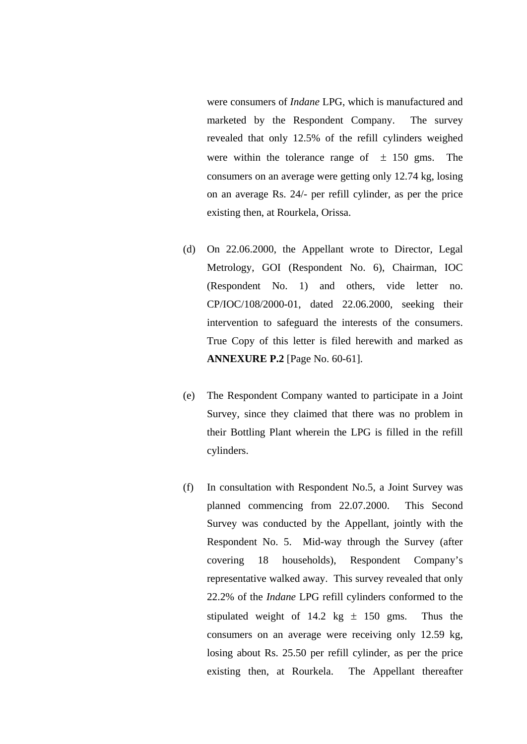were consumers of *Indane* LPG, which is manufactured and marketed by the Respondent Company. The survey revealed that only 12.5% of the refill cylinders weighed were within the tolerance range of $\pm$ 150 gms. The consumers on an average were getting only 12.74 kg, losing on an average Rs. 24/- per refill cylinder, as per the price existing then, at Rourkela, Orissa.

(d) On 22.06.2000, the Appellant wrote to Director, Legal Metrology, GOI (Respondent No. 6), Chairman, IOC (Respondent No. 1) and others, vide letter no. CP/IOC/108/2000-01, dated 22.06.2000, seeking their intervention to safeguard the interests of the consumers. True Copy of this letter is filed herewith and marked as **ANNEXURE P.2** [Page No. 60-61].

(e) The Respondent Company wanted to participate in a Joint Survey, since they claimed that there was no problem in their Bottling Plant wherein the LPG is filled in the refill cylinders.

(f) In consultation with Respondent No.5, a Joint Survey was planned commencing from 22.07.2000. This Second Survey was conducted by the Appellant, jointly with the Respondent No. 5. Mid-way through the Survey (after covering 18 households), Respondent Company's representative walked away. This survey revealed that only 22.2% of the *Indane* LPG refill cylinders conformed to the stipulated weight of 14.2 kg $\pm$ 150 gms. Thus the consumers on an average were receiving only 12.59 kg, losing about Rs. 25.50 per refill cylinder, as per the price existing then, at Rourkela. The Appellant thereafter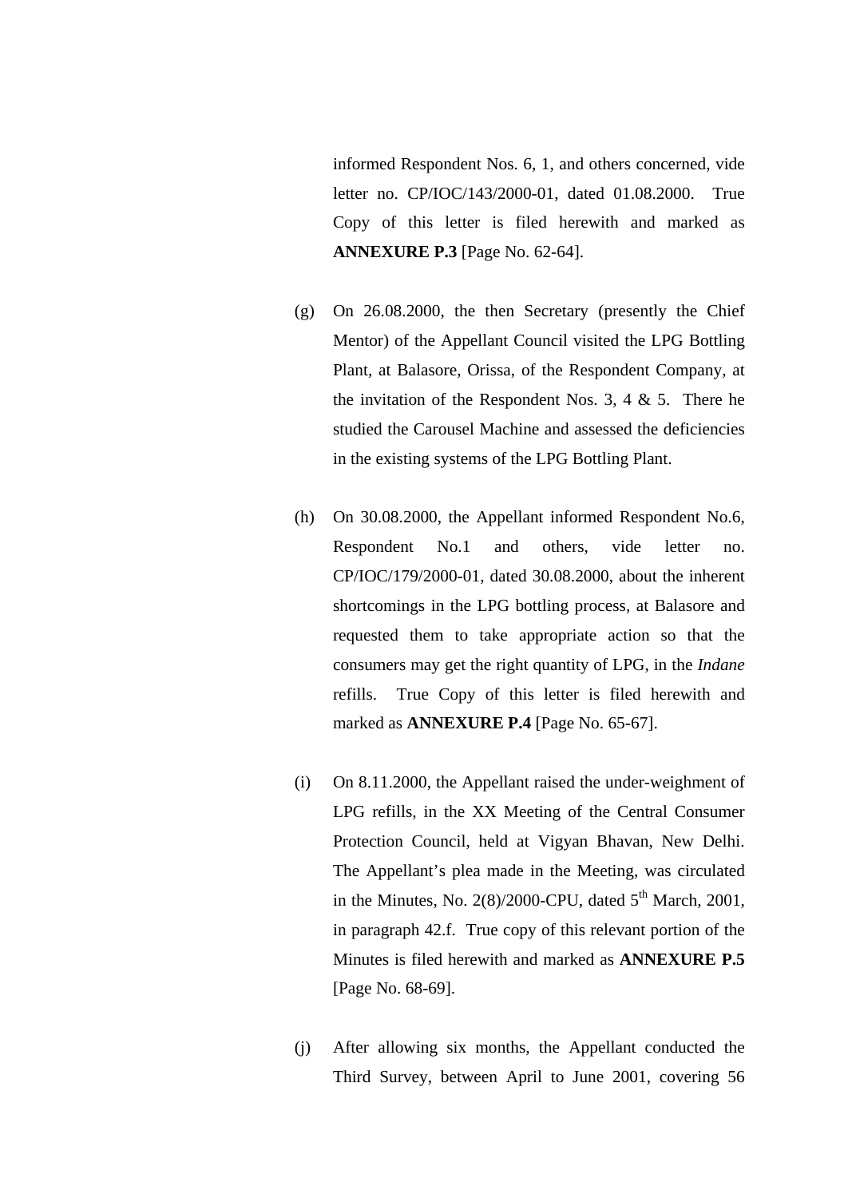informed Respondent Nos. 6, 1, and others concerned, vide letter no. CP/IOC/143/2000-01, dated 01.08.2000. True Copy of this letter is filed herewith and marked as **ANNEXURE P.3** [Page No. 62-64].

(g) On 26.08.2000, the then Secretary (presently the Chief Mentor) of the Appellant Council visited the LPG Bottling Plant, at Balasore, Orissa, of the Respondent Company, at the invitation of the Respondent Nos. 3, 4 & 5. There he studied the Carousel Machine and assessed the deficiencies in the existing systems of the LPG Bottling Plant.

(h) On 30.08.2000, the Appellant informed Respondent No.6, Respondent No.1 and others, vide letter no. CP/IOC/179/2000-01, dated 30.08.2000, about the inherent shortcomings in the LPG bottling process, at Balasore and requested them to take appropriate action so that the consumers may get the right quantity of LPG, in the *Indane* refills. True Copy of this letter is filed herewith and marked as **ANNEXURE P.4** [Page No. 65-67].

(i) On 8.11.2000, the Appellant raised the under-weighment of LPG refills, in the XX Meeting of the Central Consumer Protection Council, held at Vigyan Bhavan, New Delhi. The Appellant's plea made in the Meeting, was circulated in the Minutes, No. 2(8)/2000-CPU, dated 5th March, 2001, in paragraph 42.f. True copy of this relevant portion of the Minutes is filed herewith and marked as **ANNEXURE P.5** [Page No. 68-69].

(j) After allowing six months, the Appellant conducted the Third Survey, between April to June 2001, covering 56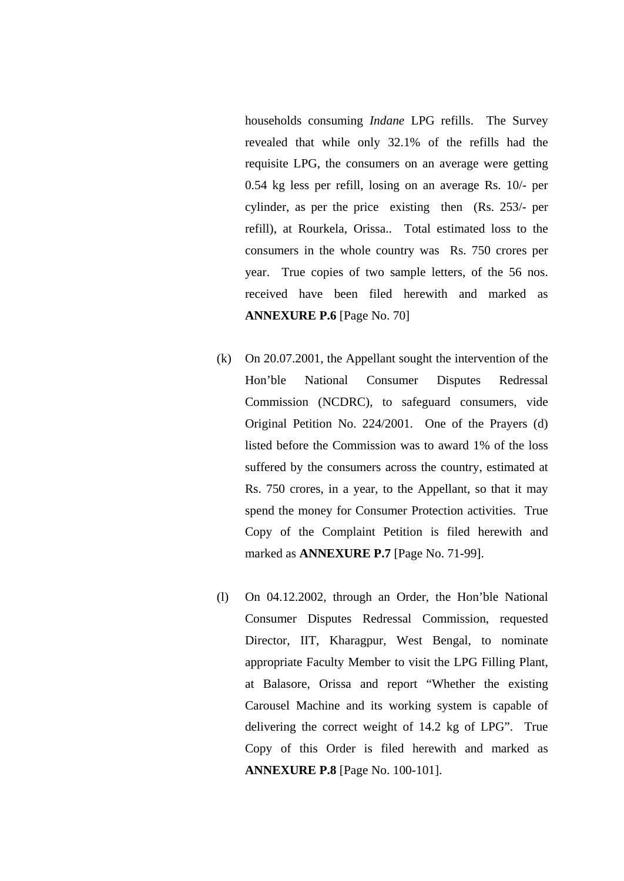households consuming *Indane* LPG refills. The Survey revealed that while only 32.1% of the refills had the requisite LPG, the consumers on an average were getting 0.54 kg less per refill, losing on an average Rs. 10/- per cylinder, as per the price existing then (Rs. 253/- per refill), at Rourkela, Orissa.. Total estimated loss to the consumers in the whole country was Rs. 750 crores per year. True copies of two sample letters, of the 56 nos. received have been filed herewith and marked as **ANNEXURE P.6** [Page No. 70]

(k) On 20.07.2001, the Appellant sought the intervention of the Hon'ble National Consumer Disputes Redressal Commission (NCDRC), to safeguard consumers, vide Original Petition No. 224/2001. One of the Prayers (d) listed before the Commission was to award 1% of the loss suffered by the consumers across the country, estimated at Rs. 750 crores, in a year, to the Appellant, so that it may spend the money for Consumer Protection activities. True Copy of the Complaint Petition is filed herewith and marked as **ANNEXURE P.7** [Page No. 71-99].

(l) On 04.12.2002, through an Order, the Hon'ble National Consumer Disputes Redressal Commission, requested Director, IIT, Kharagpur, West Bengal, to nominate appropriate Faculty Member to visit the LPG Filling Plant, at Balasore, Orissa and report "Whether the existing Carousel Machine and its working system is capable of delivering the correct weight of 14.2 kg of LPG". True Copy of this Order is filed herewith and marked as **ANNEXURE P.8** [Page No. 100-101].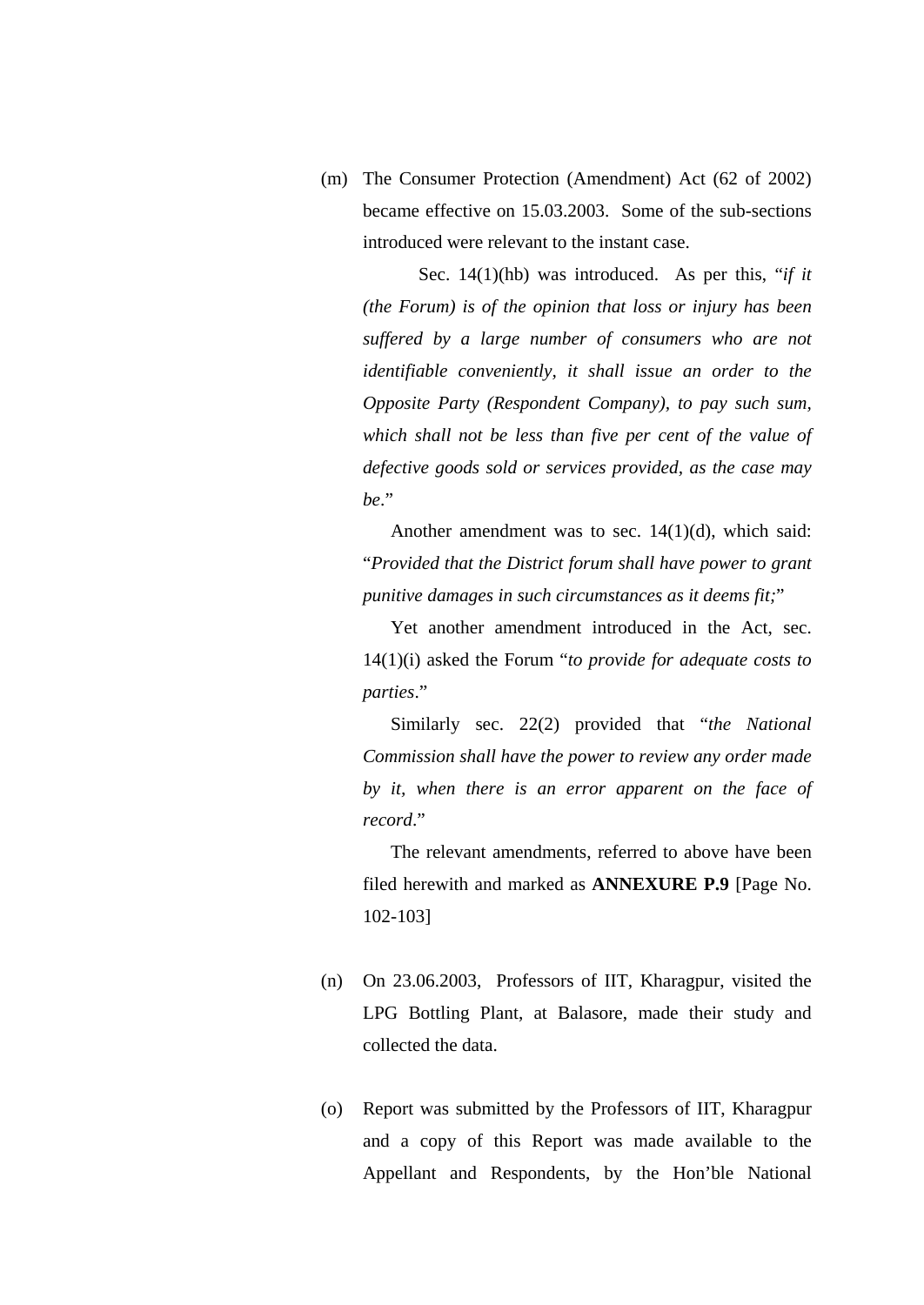(m) The Consumer Protection (Amendment) Act (62 of 2002) became effective on 15.03.2003. Some of the sub-sections introduced were relevant to the instant case.

Sec. 14(1)(hb) was introduced. As per this, "*if it (the Forum) is of the opinion that loss or injury has been suffered by a large number of consumers who are not identifiable conveniently, it shall issue an order to the Opposite Party (Respondent Company), to pay such sum, which shall not be less than five per cent of the value of defective goods sold or services provided, as the case may be*."

Another amendment was to sec. 14(1)(d), which said: "*Provided that the District forum shall have power to grant punitive damages in such circumstances as it deems fit;*"

Yet another amendment introduced in the Act, sec. 14(1)(i) asked the Forum "*to provide for adequate costs to parties*."

Similarly sec. 22(2) provided that "*the National Commission shall have the power to review any order made by it, when there is an error apparent on the face of record*."

The relevant amendments, referred to above have been filed herewith and marked as **ANNEXURE P.9** [Page No. 102-103]

(n) On 23.06.2003, Professors of IIT, Kharagpur, visited the LPG Bottling Plant, at Balasore, made their study and collected the data.

(o) Report was submitted by the Professors of IIT, Kharagpur and a copy of this Report was made available to the Appellant and Respondents, by the Hon'ble National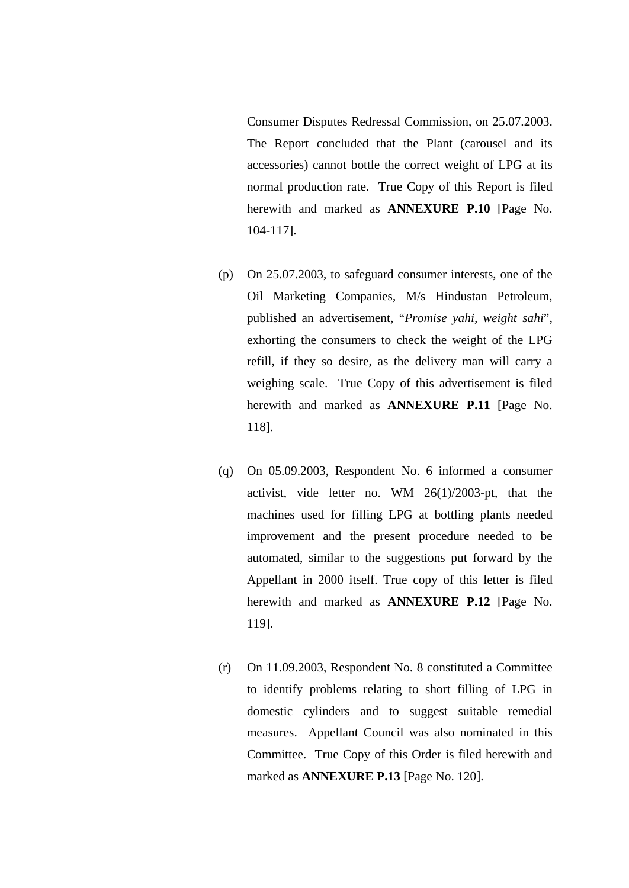Consumer Disputes Redressal Commission, on 25.07.2003. The Report concluded that the Plant (carousel and its accessories) cannot bottle the correct weight of LPG at its normal production rate. True Copy of this Report is filed herewith and marked as **ANNEXURE P.10** [Page No. 104-117].

(p) On 25.07.2003, to safeguard consumer interests, one of the Oil Marketing Companies, M/s Hindustan Petroleum, published an advertisement, "*Promise yahi, weight sahi*", exhorting the consumers to check the weight of the LPG refill, if they so desire, as the delivery man will carry a weighing scale. True Copy of this advertisement is filed herewith and marked as **ANNEXURE P.11** [Page No. 118].

(q) On 05.09.2003, Respondent No. 6 informed a consumer activist, vide letter no. WM 26(1)/2003-pt, that the machines used for filling LPG at bottling plants needed improvement and the present procedure needed to be automated, similar to the suggestions put forward by the Appellant in 2000 itself. True copy of this letter is filed herewith and marked as **ANNEXURE P.12** [Page No. 119].

(r) On 11.09.2003, Respondent No. 8 constituted a Committee to identify problems relating to short filling of LPG in domestic cylinders and to suggest suitable remedial measures. Appellant Council was also nominated in this Committee. True Copy of this Order is filed herewith and marked as **ANNEXURE P.13** [Page No. 120].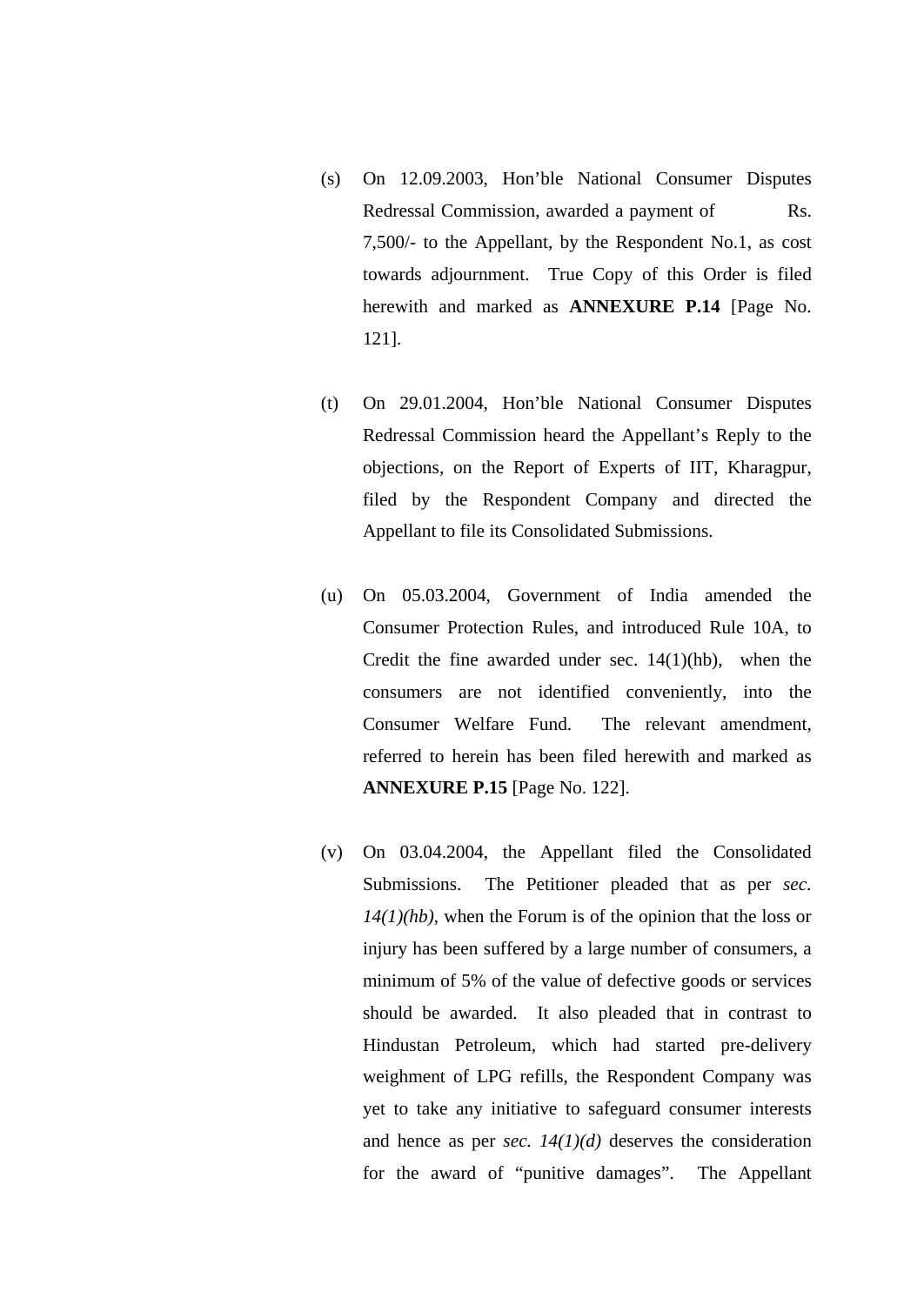(s) On 12.09.2003, Hon'ble National Consumer Disputes Redressal Commission, awarded a payment of Rs. 7,500/- to the Appellant, by the Respondent No.1, as cost towards adjournment. True Copy of this Order is filed herewith and marked as **ANNEXURE P.14** [Page No. 121].

(t) On 29.01.2004, Hon'ble National Consumer Disputes Redressal Commission heard the Appellant's Reply to the objections, on the Report of Experts of IIT, Kharagpur, filed by the Respondent Company and directed the Appellant to file its Consolidated Submissions.

(u) On 05.03.2004, Government of India amended the Consumer Protection Rules, and introduced Rule 10A, to Credit the fine awarded under sec. 14(1)(hb), when the consumers are not identified conveniently, into the Consumer Welfare Fund. The relevant amendment, referred to herein has been filed herewith and marked as **ANNEXURE P.15** [Page No. 122].

(v) On 03.04.2004, the Appellant filed the Consolidated Submissions. The Petitioner pleaded that as per *sec. 14(1)(hb)*, when the Forum is of the opinion that the loss or injury has been suffered by a large number of consumers, a minimum of 5% of the value of defective goods or services should be awarded. It also pleaded that in contrast to Hindustan Petroleum, which had started pre-delivery weighment of LPG refills, the Respondent Company was yet to take any initiative to safeguard consumer interests and hence as per *sec. 14(1)(d)* deserves the consideration for the award of "punitive damages". The Appellant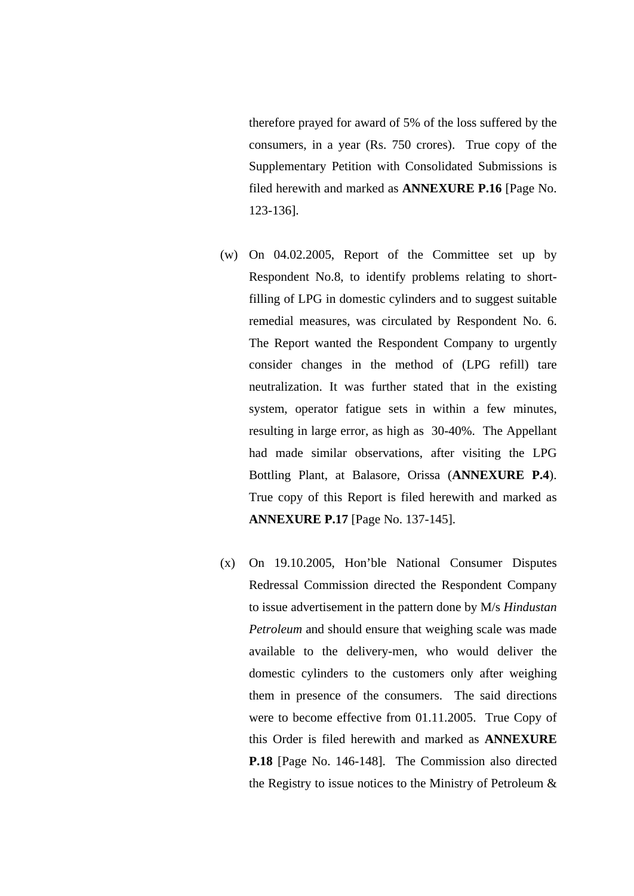therefore prayed for award of 5% of the loss suffered by the consumers, in a year (Rs. 750 crores). True copy of the Supplementary Petition with Consolidated Submissions is filed herewith and marked as **ANNEXURE P.16** [Page No. 123-136].

(w) On 04.02.2005, Report of the Committee set up by Respondent No.8, to identify problems relating to short-filling of LPG in domestic cylinders and to suggest suitable remedial measures, was circulated by Respondent No. 6. The Report wanted the Respondent Company to urgently consider changes in the method of (LPG refill) tare neutralization. It was further stated that in the existing system, operator fatigue sets in within a few minutes, resulting in large error, as high as 30-40%. The Appellant had made similar observations, after visiting the LPG Bottling Plant, at Balasore, Orissa (**ANNEXURE P.4**). True copy of this Report is filed herewith and marked as **ANNEXURE P.17** [Page No. 137-145].

(x) On 19.10.2005, Hon'ble National Consumer Disputes Redressal Commission directed the Respondent Company to issue advertisement in the pattern done by M/s *Hindustan Petroleum* and should ensure that weighing scale was made available to the delivery-men, who would deliver the domestic cylinders to the customers only after weighing them in presence of the consumers. The said directions were to become effective from 01.11.2005. True Copy of this Order is filed herewith and marked as **ANNEXURE P.18** [Page No. 146-148]. The Commission also directed the Registry to issue notices to the Ministry of Petroleum &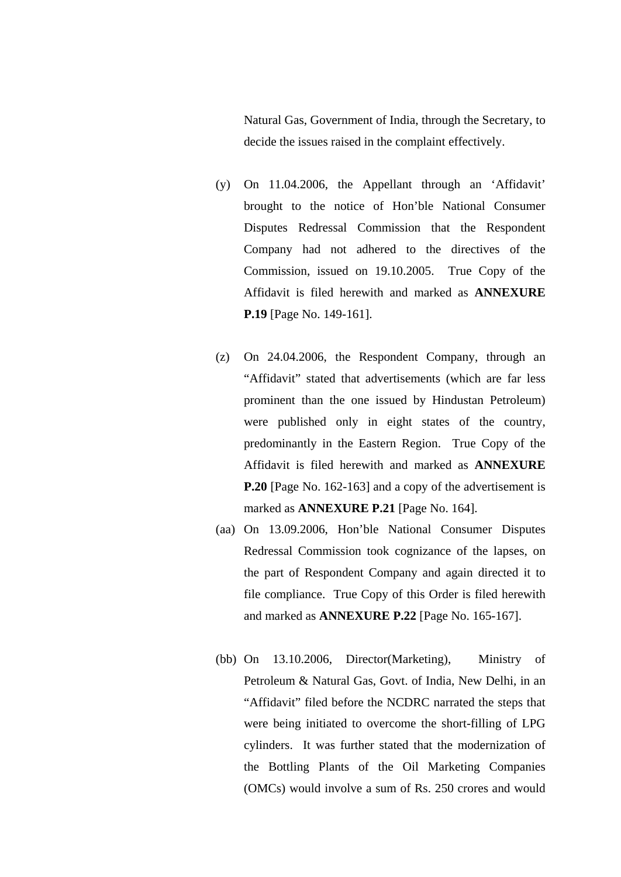Natural Gas, Government of India, through the Secretary, to decide the issues raised in the complaint effectively.

(y) On 11.04.2006, the Appellant through an 'Affidavit' brought to the notice of Hon'ble National Consumer Disputes Redressal Commission that the Respondent Company had not adhered to the directives of the Commission, issued on 19.10.2005. True Copy of the Affidavit is filed herewith and marked as **ANNEXURE P.19** [Page No. 149-161].

(z) On 24.04.2006, the Respondent Company, through an "Affidavit" stated that advertisements (which are far less prominent than the one issued by Hindustan Petroleum) were published only in eight states of the country, predominantly in the Eastern Region. True Copy of the Affidavit is filed herewith and marked as **ANNEXURE P.20** [Page No. 162-163] and a copy of the advertisement is marked as **ANNEXURE P.21** [Page No. 164].

(aa) On 13.09.2006, Hon'ble National Consumer Disputes Redressal Commission took cognizance of the lapses, on the part of Respondent Company and again directed it to file compliance. True Copy of this Order is filed herewith and marked as **ANNEXURE P.22** [Page No. 165-167].

(bb) On 13.10.2006, Director(Marketing), Ministry of Petroleum & Natural Gas, Govt. of India, New Delhi, in an "Affidavit" filed before the NCDRC narrated the steps that were being initiated to overcome the short-filling of LPG cylinders. It was further stated that the modernization of the Bottling Plants of the Oil Marketing Companies (OMCs) would involve a sum of Rs. 250 crores and would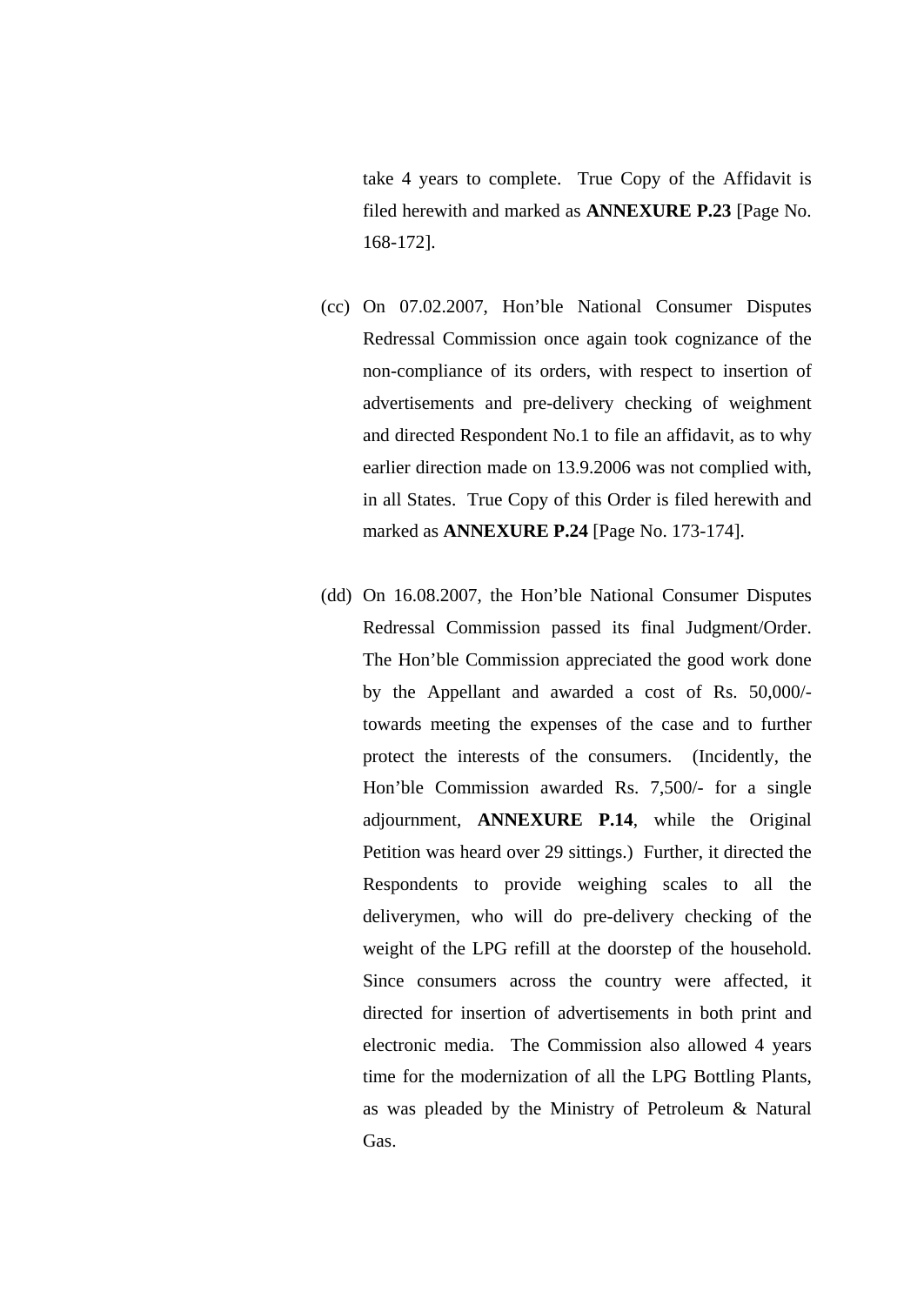take 4 years to complete. True Copy of the Affidavit is filed herewith and marked as **ANNEXURE P.23** [Page No. 168-172].

(cc) On 07.02.2007, Hon'ble National Consumer Disputes Redressal Commission once again took cognizance of the non-compliance of its orders, with respect to insertion of advertisements and pre-delivery checking of weighment and directed Respondent No.1 to file an affidavit, as to why earlier direction made on 13.9.2006 was not complied with, in all States. True Copy of this Order is filed herewith and marked as **ANNEXURE P.24** [Page No. 173-174].

(dd) On 16.08.2007, the Hon'ble National Consumer Disputes Redressal Commission passed its final Judgment/Order. The Hon'ble Commission appreciated the good work done by the Appellant and awarded a cost of Rs. 50,000/- towards meeting the expenses of the case and to further protect the interests of the consumers. (Incidently, the Hon'ble Commission awarded Rs. 7,500/- for a single adjournment, **ANNEXURE P.14**, while the Original Petition was heard over 29 sittings.) Further, it directed the Respondents to provide weighing scales to all the deliverymen, who will do pre-delivery checking of the weight of the LPG refill at the doorstep of the household. Since consumers across the country were affected, it directed for insertion of advertisements in both print and electronic media. The Commission also allowed 4 years time for the modernization of all the LPG Bottling Plants, as was pleaded by the Ministry of Petroleum & Natural Gas.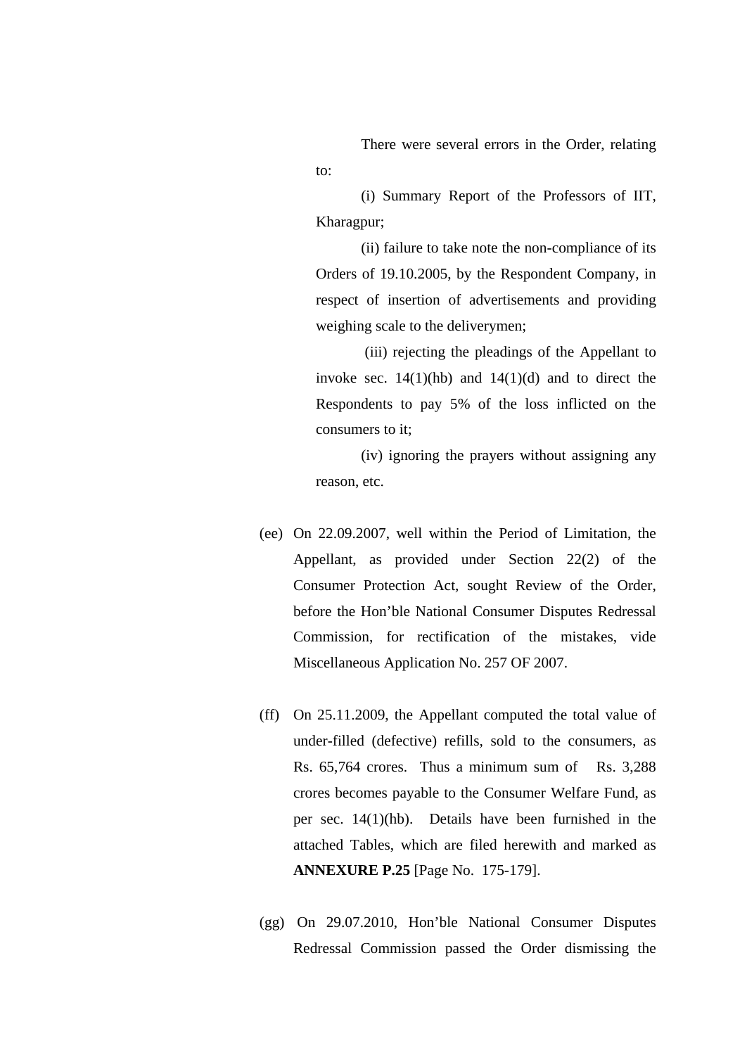There were several errors in the Order, relating to:

(i) Summary Report of the Professors of IIT, Kharagpur;

(ii) failure to take note the non-compliance of its Orders of 19.10.2005, by the Respondent Company, in respect of insertion of advertisements and providing weighing scale to the deliverymen;

(iii) rejecting the pleadings of the Appellant to invoke sec. 14(1)(hb) and 14(1)(d) and to direct the Respondents to pay 5% of the loss inflicted on the consumers to it;

(iv) ignoring the prayers without assigning any reason, etc.

(ee) On 22.09.2007, well within the Period of Limitation, the Appellant, as provided under Section 22(2) of the Consumer Protection Act, sought Review of the Order, before the Hon'ble National Consumer Disputes Redressal Commission, for rectification of the mistakes, vide Miscellaneous Application No. 257 OF 2007.

(ff) On 25.11.2009, the Appellant computed the total value of under-filled (defective) refills, sold to the consumers, as Rs. 65,764 crores. Thus a minimum sum of Rs. 3,288 crores becomes payable to the Consumer Welfare Fund, as per sec. 14(1)(hb). Details have been furnished in the attached Tables, which are filed herewith and marked as **ANNEXURE P.25** [Page No. 175-179].

(gg) On 29.07.2010, Hon'ble National Consumer Disputes Redressal Commission passed the Order dismissing the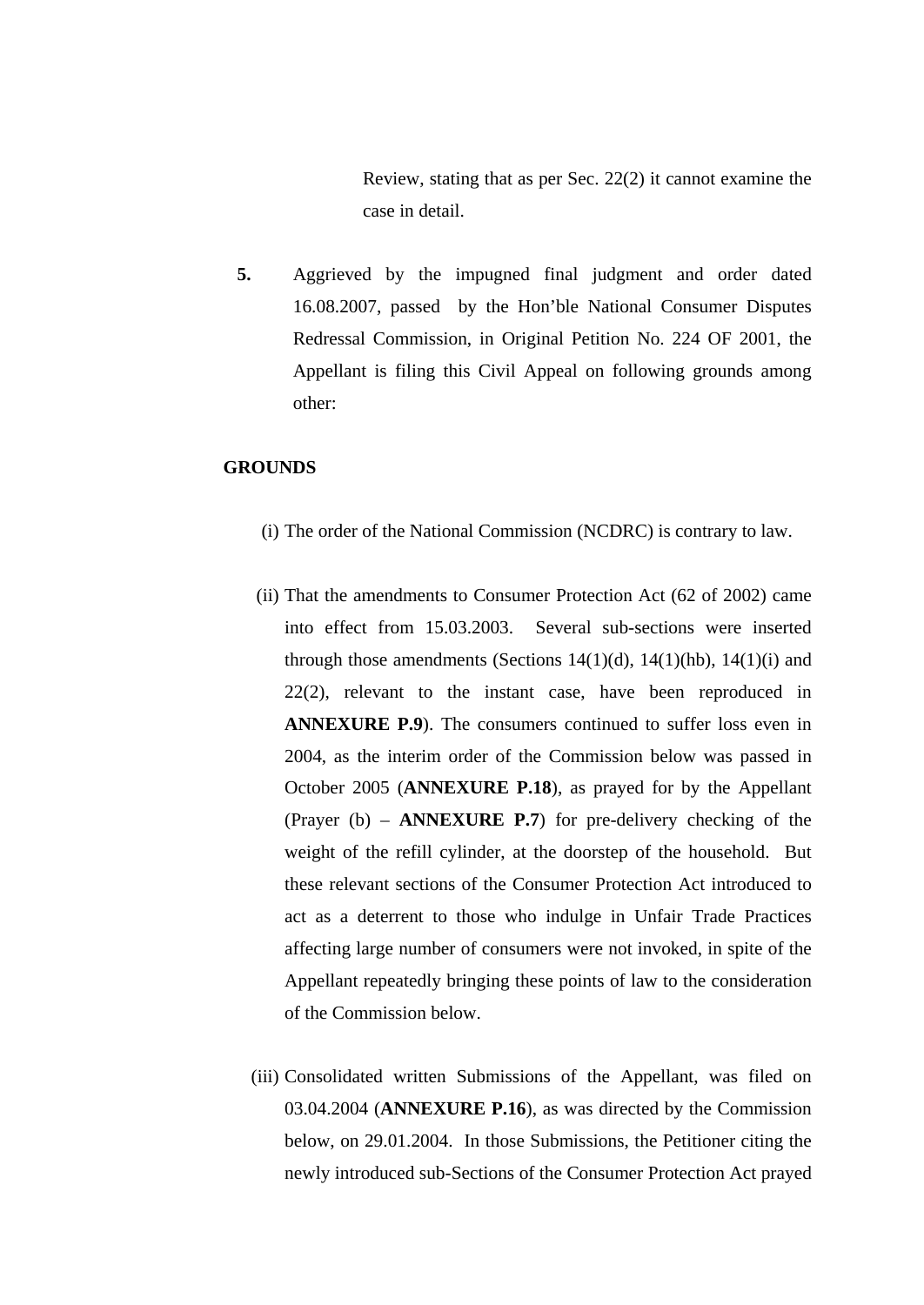Review, stating that as per Sec. 22(2) it cannot examine the case in detail.

5. Aggrieved by the impugned final judgment and order dated 16.08.2007, passed by the Hon'ble National Consumer Disputes Redressal Commission, in Original Petition No. 224 OF 2001, the Appellant is filing this Civil Appeal on following grounds among other:

**GROUNDS**

(i) The order of the National Commission (NCDRC) is contrary to law.

(ii) That the amendments to Consumer Protection Act (62 of 2002) came into effect from 15.03.2003. Several sub-sections were inserted through those amendments (Sections 14(1)(d), 14(1)(hb), 14(1)(i) and 22(2), relevant to the instant case, have been reproduced in **ANNEXURE P.9**). The consumers continued to suffer loss even in 2004, as the interim order of the Commission below was passed in October 2005 (**ANNEXURE P.18**), as prayed for by the Appellant (Prayer (b) – **ANNEXURE P.7**) for pre-delivery checking of the weight of the refill cylinder, at the doorstep of the household. But these relevant sections of the Consumer Protection Act introduced to act as a deterrent to those who indulge in Unfair Trade Practices affecting large number of consumers were not invoked, in spite of the Appellant repeatedly bringing these points of law to the consideration of the Commission below.

(iii) Consolidated written Submissions of the Appellant, was filed on 03.04.2004 (**ANNEXURE P.16**), as was directed by the Commission below, on 29.01.2004. In those Submissions, the Petitioner citing the newly introduced sub-Sections of the Consumer Protection Act prayed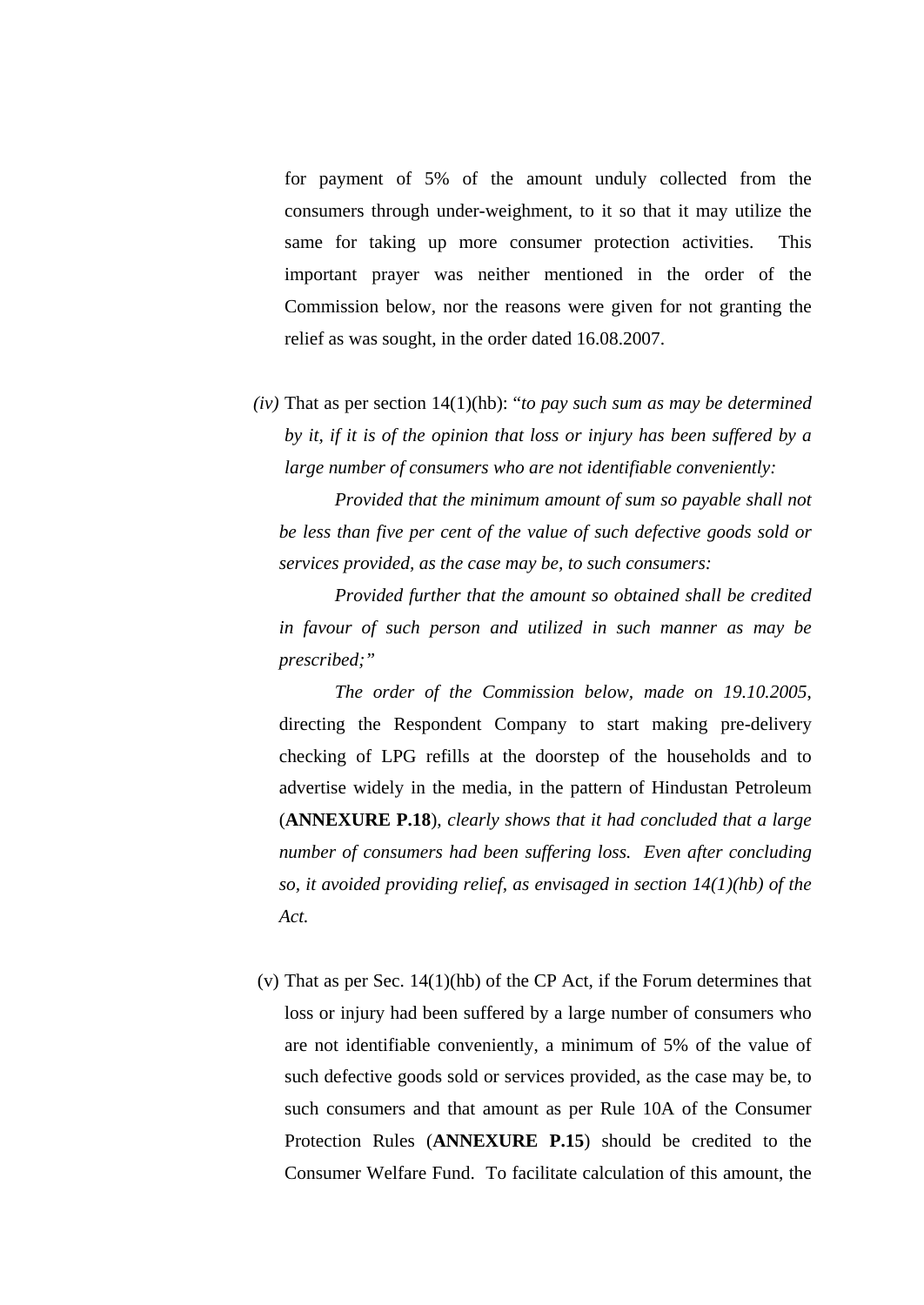for payment of 5% of the amount unduly collected from the consumers through under-weighment, to it so that it may utilize the same for taking up more consumer protection activities. This important prayer was neither mentioned in the order of the Commission below, nor the reasons were given for not granting the relief as was sought, in the order dated 16.08.2007.

*(iv)* That as per section 14(1)(hb): "*to pay such sum as may be determined by it, if it is of the opinion that loss or injury has been suffered by a large number of consumers who are not identifiable conveniently:*

*Provided that the minimum amount of sum so payable shall not be less than five per cent of the value of such defective goods sold or services provided, as the case may be, to such consumers:*

*Provided further that the amount so obtained shall be credited in favour of such person and utilized in such manner as may be prescribed;"*

*The order of the Commission below, made on 19.10.2005*, directing the Respondent Company to start making pre-delivery checking of LPG refills at the doorstep of the households and to advertise widely in the media, in the pattern of Hindustan Petroleum (**ANNEXURE P.18**), *clearly shows that it had concluded that a large number of consumers had been suffering loss. Even after concluding so, it avoided providing relief, as envisaged in section 14(1)(hb) of the Act.*

(v) That as per Sec. 14(1)(hb) of the CP Act, if the Forum determines that loss or injury had been suffered by a large number of consumers who are not identifiable conveniently, a minimum of 5% of the value of such defective goods sold or services provided, as the case may be, to such consumers and that amount as per Rule 10A of the Consumer Protection Rules (**ANNEXURE P.15**) should be credited to the Consumer Welfare Fund. To facilitate calculation of this amount, the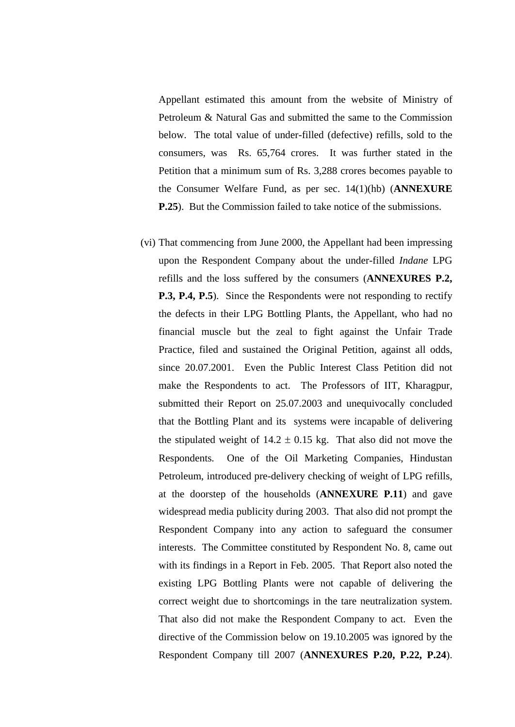Appellant estimated this amount from the website of Ministry of Petroleum & Natural Gas and submitted the same to the Commission below. The total value of under-filled (defective) refills, sold to the consumers, was Rs. 65,764 crores. It was further stated in the Petition that a minimum sum of Rs. 3,288 crores becomes payable to the Consumer Welfare Fund, as per sec. 14(1)(hb) (**ANNEXURE P.25**). But the Commission failed to take notice of the submissions.

(vi) That commencing from June 2000, the Appellant had been impressing upon the Respondent Company about the under-filled *Indane* LPG refills and the loss suffered by the consumers (**ANNEXURES P.2, P.3, P.4, P.5**). Since the Respondents were not responding to rectify the defects in their LPG Bottling Plants, the Appellant, who had no financial muscle but the zeal to fight against the Unfair Trade Practice, filed and sustained the Original Petition, against all odds, since 20.07.2001. Even the Public Interest Class Petition did not make the Respondents to act. The Professors of IIT, Kharagpur, submitted their Report on 25.07.2003 and unequivocally concluded that the Bottling Plant and its systems were incapable of delivering the stipulated weight of $14.2 \pm 0.15$ kg. That also did not move the Respondents. One of the Oil Marketing Companies, Hindustan Petroleum, introduced pre-delivery checking of weight of LPG refills, at the doorstep of the households (**ANNEXURE P.11**) and gave widespread media publicity during 2003. That also did not prompt the Respondent Company into any action to safeguard the consumer interests. The Committee constituted by Respondent No. 8, came out with its findings in a Report in Feb. 2005. That Report also noted the existing LPG Bottling Plants were not capable of delivering the correct weight due to shortcomings in the tare neutralization system. That also did not make the Respondent Company to act. Even the directive of the Commission below on 19.10.2005 was ignored by the Respondent Company till 2007 (**ANNEXURES P.20, P.22, P.24**).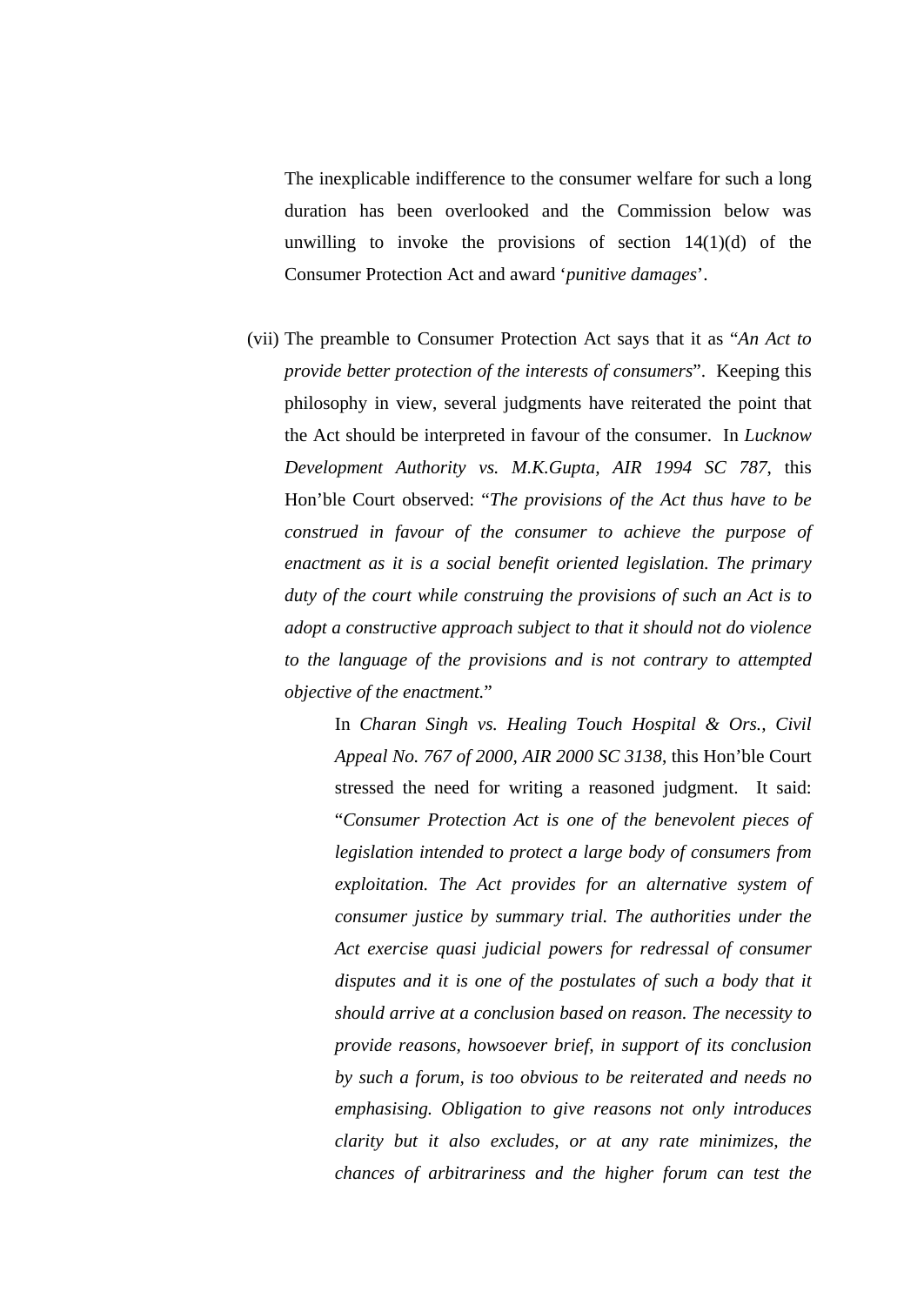The inexplicable indifference to the consumer welfare for such a long duration has been overlooked and the Commission below was unwilling to invoke the provisions of section 14(1)(d) of the Consumer Protection Act and award '*punitive damages*'.

(vii) The preamble to Consumer Protection Act says that it as "*An Act to provide better protection of the interests of consumers*". Keeping this philosophy in view, several judgments have reiterated the point that the Act should be interpreted in favour of the consumer. In *Lucknow Development Authority vs. M.K.Gupta, AIR 1994 SC 787*, this Hon'ble Court observed: "*The provisions of the Act thus have to be construed in favour of the consumer to achieve the purpose of enactment as it is a social benefit oriented legislation. The primary duty of the court while construing the provisions of such an Act is to adopt a constructive approach subject to that it should not do violence to the language of the provisions and is not contrary to attempted objective of the enactment.*"

> In *Charan Singh vs. Healing Touch Hospital & Ors., Civil Appeal No. 767 of 2000, AIR 2000 SC 3138*, this Hon'ble Court stressed the need for writing a reasoned judgment. It said: "*Consumer Protection Act is one of the benevolent pieces of legislation intended to protect a large body of consumers from exploitation. The Act provides for an alternative system of consumer justice by summary trial. The authorities under the Act exercise quasi judicial powers for redressal of consumer disputes and it is one of the postulates of such a body that it should arrive at a conclusion based on reason. The necessity to provide reasons, howsoever brief, in support of its conclusion by such a forum, is too obvious to be reiterated and needs no emphasising. Obligation to give reasons not only introduces clarity but it also excludes, or at any rate minimizes, the chances of arbitrariness and the higher forum can test the*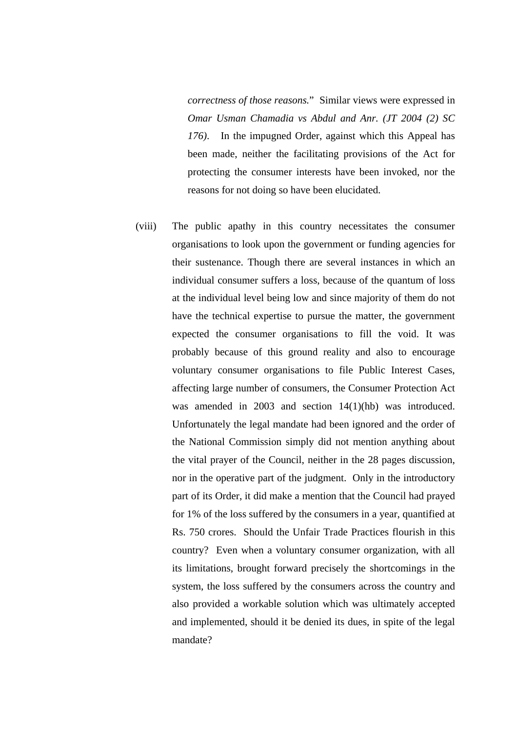*correctness of those reasons.*"  Similar views were expressed in *Omar Usman Chamadia vs Abdul and Anr. (JT 2004 (2) SC 176)*.  In the impugned Order, against which this Appeal has been made, neither the facilitating provisions of the Act for protecting the consumer interests have been invoked, nor the reasons for not doing so have been elucidated.

(viii) The public apathy in this country necessitates the consumer organisations to look upon the government or funding agencies for their sustenance. Though there are several instances in which an individual consumer suffers a loss, because of the quantum of loss at the individual level being low and since majority of them do not have the technical expertise to pursue the matter, the government expected the consumer organisations to fill the void. It was probably because of this ground reality and also to encourage voluntary consumer organisations to file Public Interest Cases, affecting large number of consumers, the Consumer Protection Act was amended in 2003 and section 14(1)(hb) was introduced. Unfortunately the legal mandate had been ignored and the order of the National Commission simply did not mention anything about the vital prayer of the Council, neither in the 28 pages discussion, nor in the operative part of the judgment.  Only in the introductory part of its Order, it did make a mention that the Council had prayed for 1% of the loss suffered by the consumers in a year, quantified at Rs. 750 crores.  Should the Unfair Trade Practices flourish in this country?  Even when a voluntary consumer organization, with all its limitations, brought forward precisely the shortcomings in the system, the loss suffered by the consumers across the country and also provided a workable solution which was ultimately accepted and implemented, should it be denied its dues, in spite of the legal mandate?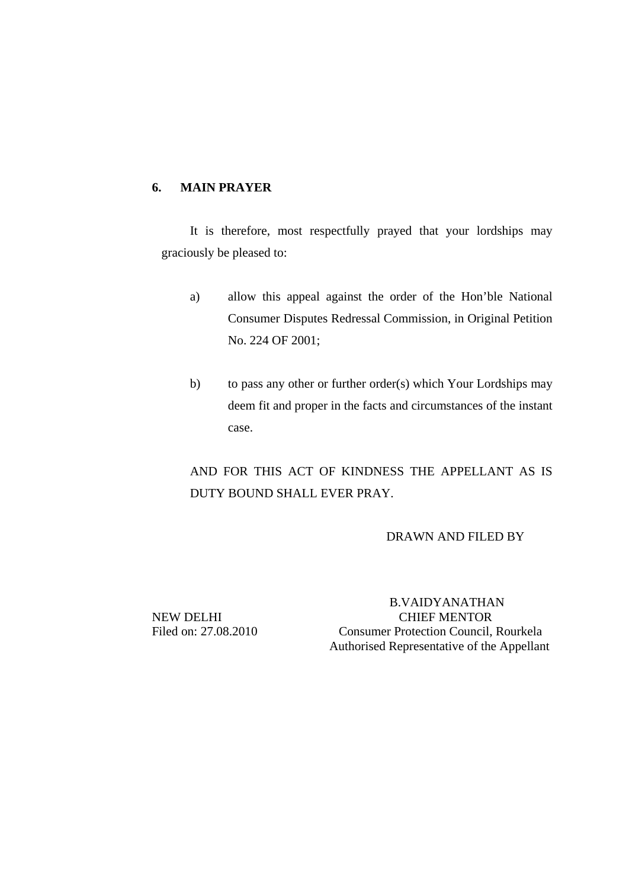## 6. MAIN PRAYER

It is therefore, most respectfully prayed that your lordships may graciously be pleased to:

a) allow this appeal against the order of the Hon'ble National Consumer Disputes Redressal Commission, in Original Petition No. 224 OF 2001;

b) to pass any other or further order(s) which Your Lordships may deem fit and proper in the facts and circumstances of the instant case.

AND FOR THIS ACT OF KINDNESS THE APPELLANT AS IS DUTY BOUND SHALL EVER PRAY.

DRAWN AND FILED BY

B.VAIDYANATHAN
CHIEF MENTOR
Consumer Protection Council, Rourkela
Authorised Representative of the Appellant

NEW DELHI
Filed on: 27.08.2010